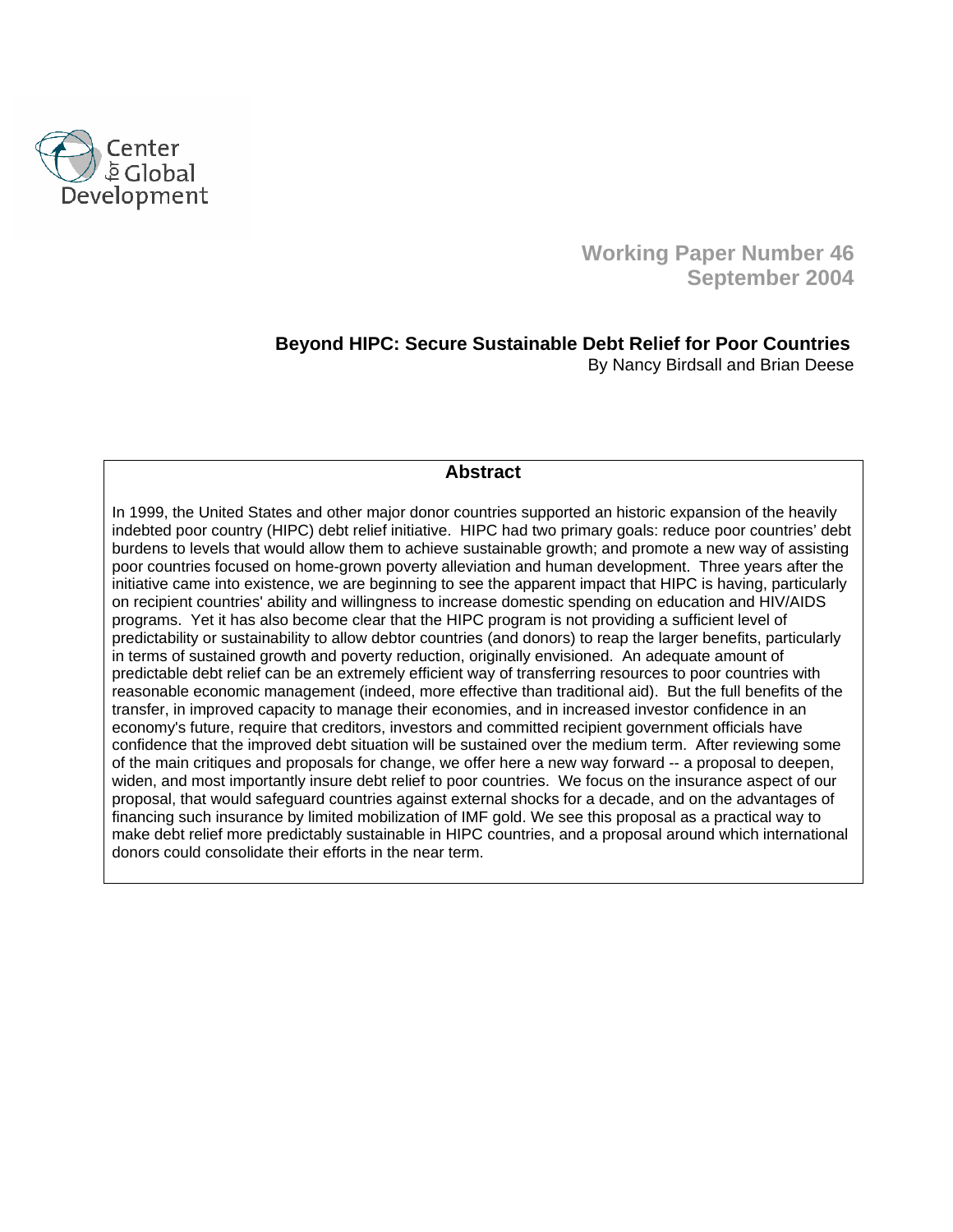Center for Global Development

**Working Paper Number 46**
**September 2004**

# Beyond HIPC: Secure Sustainable Debt Relief for Poor Countries

By Nancy Birdsall and Brian Deese

## Abstract

In 1999, the United States and other major donor countries supported an historic expansion of the heavily indebted poor country (HIPC) debt relief initiative. HIPC had two primary goals: reduce poor countries' debt burdens to levels that would allow them to achieve sustainable growth; and promote a new way of assisting poor countries focused on home-grown poverty alleviation and human development. Three years after the initiative came into existence, we are beginning to see the apparent impact that HIPC is having, particularly on recipient countries' ability and willingness to increase domestic spending on education and HIV/AIDS programs. Yet it has also become clear that the HIPC program is not providing a sufficient level of predictability or sustainability to allow debtor countries (and donors) to reap the larger benefits, particularly in terms of sustained growth and poverty reduction, originally envisioned. An adequate amount of predictable debt relief can be an extremely efficient way of transferring resources to poor countries with reasonable economic management (indeed, more effective than traditional aid). But the full benefits of the transfer, in improved capacity to manage their economies, and in increased investor confidence in an economy's future, require that creditors, investors and committed recipient government officials have confidence that the improved debt situation will be sustained over the medium term. After reviewing some of the main critiques and proposals for change, we offer here a new way forward -- a proposal to deepen, widen, and most importantly insure debt relief to poor countries. We focus on the insurance aspect of our proposal, that would safeguard countries against external shocks for a decade, and on the advantages of financing such insurance by limited mobilization of IMF gold. We see this proposal as a practical way to make debt relief more predictably sustainable in HIPC countries, and a proposal around which international donors could consolidate their efforts in the near term.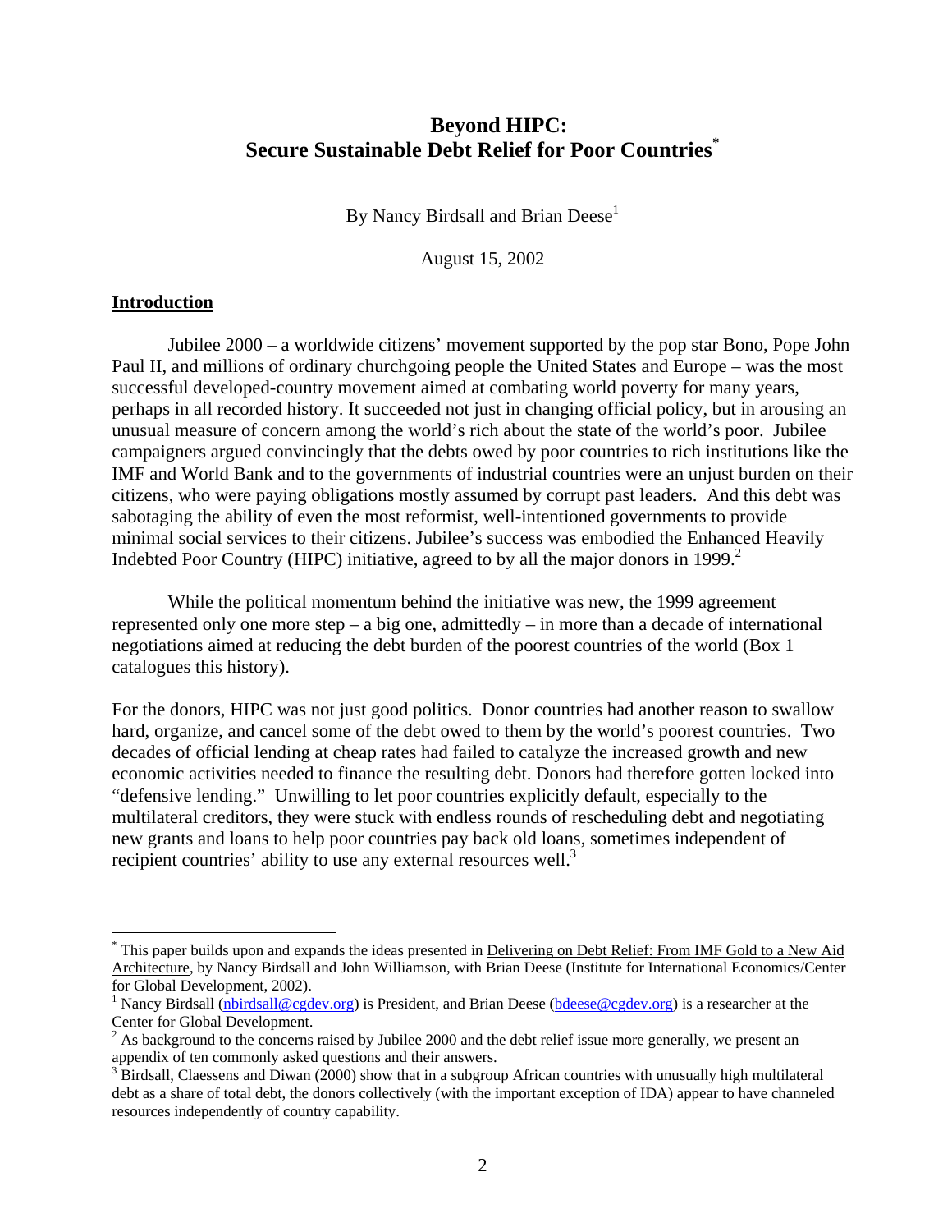# Beyond HIPC: Secure Sustainable Debt Relief for Poor Countries[*]

By Nancy Birdsall and Brian Deese[1]

August 15, 2002

## Introduction

Jubilee 2000 – a worldwide citizens' movement supported by the pop star Bono, Pope John Paul II, and millions of ordinary churchgoing people the United States and Europe – was the most successful developed-country movement aimed at combating world poverty for many years, perhaps in all recorded history. It succeeded not just in changing official policy, but in arousing an unusual measure of concern among the world's rich about the state of the world's poor. Jubilee campaigners argued convincingly that the debts owed by poor countries to rich institutions like the IMF and World Bank and to the governments of industrial countries were an unjust burden on their citizens, who were paying obligations mostly assumed by corrupt past leaders. And this debt was sabotaging the ability of even the most reformist, well-intentioned governments to provide minimal social services to their citizens. Jubilee's success was embodied the Enhanced Heavily Indebted Poor Country (HIPC) initiative, agreed to by all the major donors in 1999.[2]

While the political momentum behind the initiative was new, the 1999 agreement represented only one more step – a big one, admittedly – in more than a decade of international negotiations aimed at reducing the debt burden of the poorest countries of the world (Box 1 catalogues this history).

For the donors, HIPC was not just good politics. Donor countries had another reason to swallow hard, organize, and cancel some of the debt owed to them by the world's poorest countries. Two decades of official lending at cheap rates had failed to catalyze the increased growth and new economic activities needed to finance the resulting debt. Donors had therefore gotten locked into "defensive lending." Unwilling to let poor countries explicitly default, especially to the multilateral creditors, they were stuck with endless rounds of rescheduling debt and negotiating new grants and loans to help poor countries pay back old loans, sometimes independent of recipient countries' ability to use any external resources well.[3]

---

[*] This paper builds upon and expands the ideas presented in Delivering on Debt Relief: From IMF Gold to a New Aid Architecture, by Nancy Birdsall and John Williamson, with Brian Deese (Institute for International Economics/Center for Global Development, 2002).

[1] Nancy Birdsall (nbirdsall@cgdev.org) is President, and Brian Deese (bdeese@cgdev.org) is a researcher at the Center for Global Development.

[2] As background to the concerns raised by Jubilee 2000 and the debt relief issue more generally, we present an appendix of ten commonly asked questions and their answers.

[3] Birdsall, Claessens and Diwan (2000) show that in a subgroup African countries with unusually high multilateral debt as a share of total debt, the donors collectively (with the important exception of IDA) appear to have channeled resources independently of country capability.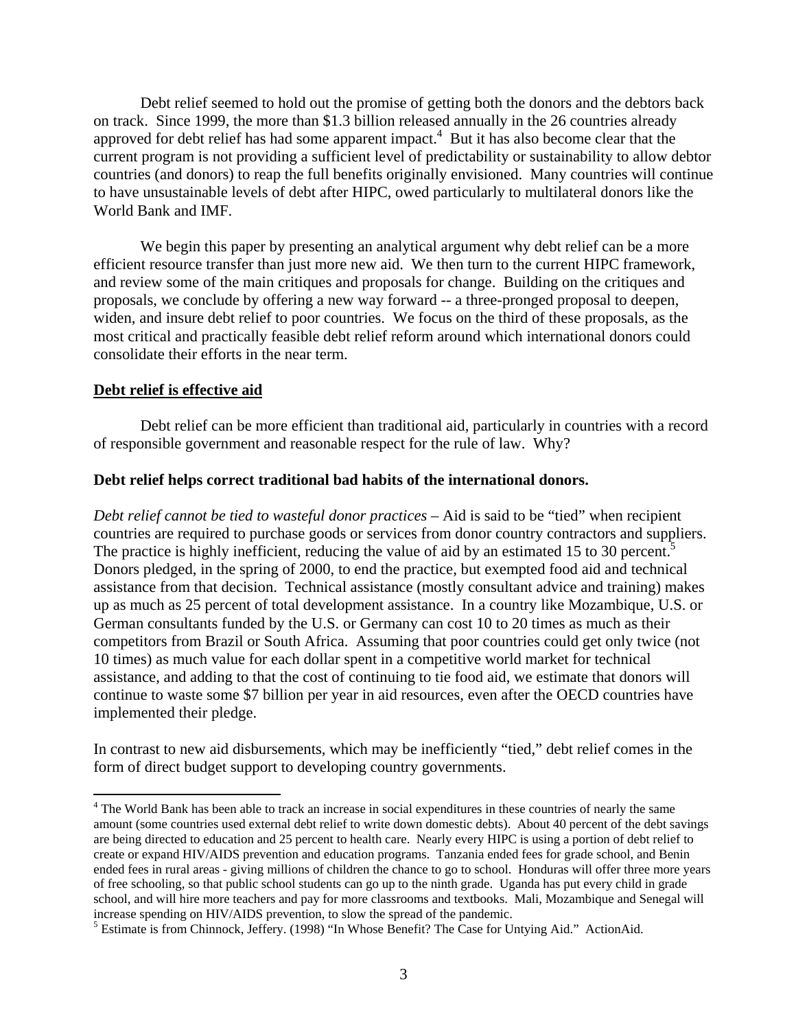Debt relief seemed to hold out the promise of getting both the donors and the debtors back on track. Since 1999, the more than $1.3 billion released annually in the 26 countries already approved for debt relief has had some apparent impact.[4] But it has also become clear that the current program is not providing a sufficient level of predictability or sustainability to allow debtor countries (and donors) to reap the full benefits originally envisioned. Many countries will continue to have unsustainable levels of debt after HIPC, owed particularly to multilateral donors like the World Bank and IMF.

We begin this paper by presenting an analytical argument why debt relief can be a more efficient resource transfer than just more new aid. We then turn to the current HIPC framework, and review some of the main critiques and proposals for change. Building on the critiques and proposals, we conclude by offering a new way forward -- a three-pronged proposal to deepen, widen, and insure debt relief to poor countries. We focus on the third of these proposals, as the most critical and practically feasible debt relief reform around which international donors could consolidate their efforts in the near term.

## Debt relief is effective aid

Debt relief can be more efficient than traditional aid, particularly in countries with a record of responsible government and reasonable respect for the rule of law. Why?

### Debt relief helps correct traditional bad habits of the international donors.

*Debt relief cannot be tied to wasteful donor practices* – Aid is said to be "tied" when recipient countries are required to purchase goods or services from donor country contractors and suppliers. The practice is highly inefficient, reducing the value of aid by an estimated 15 to 30 percent.[5] Donors pledged, in the spring of 2000, to end the practice, but exempted food aid and technical assistance from that decision. Technical assistance (mostly consultant advice and training) makes up as much as 25 percent of total development assistance. In a country like Mozambique, U.S. or German consultants funded by the U.S. or Germany can cost 10 to 20 times as much as their competitors from Brazil or South Africa. Assuming that poor countries could get only twice (not 10 times) as much value for each dollar spent in a competitive world market for technical assistance, and adding to that the cost of continuing to tie food aid, we estimate that donors will continue to waste some $7 billion per year in aid resources, even after the OECD countries have implemented their pledge.

In contrast to new aid disbursements, which may be inefficiently "tied," debt relief comes in the form of direct budget support to developing country governments.

[4] The World Bank has been able to track an increase in social expenditures in these countries of nearly the same amount (some countries used external debt relief to write down domestic debts). About 40 percent of the debt savings are being directed to education and 25 percent to health care. Nearly every HIPC is using a portion of debt relief to create or expand HIV/AIDS prevention and education programs. Tanzania ended fees for grade school, and Benin ended fees in rural areas - giving millions of children the chance to go to school. Honduras will offer three more years of free schooling, so that public school students can go up to the ninth grade. Uganda has put every child in grade school, and will hire more teachers and pay for more classrooms and textbooks. Mali, Mozambique and Senegal will increase spending on HIV/AIDS prevention, to slow the spread of the pandemic.

[5] Estimate is from Chinnock, Jeffery. (1998) "In Whose Benefit? The Case for Untying Aid." ActionAid.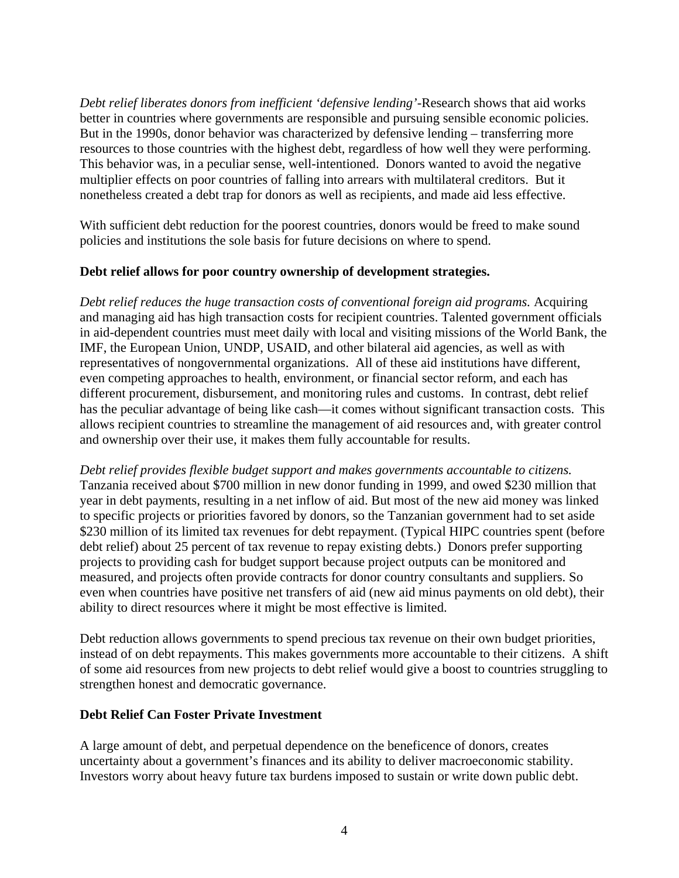*Debt relief liberates donors from inefficient 'defensive lending'*-Research shows that aid works better in countries where governments are responsible and pursuing sensible economic policies. But in the 1990s, donor behavior was characterized by defensive lending – transferring more resources to those countries with the highest debt, regardless of how well they were performing. This behavior was, in a peculiar sense, well-intentioned. Donors wanted to avoid the negative multiplier effects on poor countries of falling into arrears with multilateral creditors. But it nonetheless created a debt trap for donors as well as recipients, and made aid less effective.

With sufficient debt reduction for the poorest countries, donors would be freed to make sound policies and institutions the sole basis for future decisions on where to spend.

**Debt relief allows for poor country ownership of development strategies.**

*Debt relief reduces the huge transaction costs of conventional foreign aid programs.* Acquiring and managing aid has high transaction costs for recipient countries. Talented government officials in aid-dependent countries must meet daily with local and visiting missions of the World Bank, the IMF, the European Union, UNDP, USAID, and other bilateral aid agencies, as well as with representatives of nongovernmental organizations. All of these aid institutions have different, even competing approaches to health, environment, or financial sector reform, and each has different procurement, disbursement, and monitoring rules and customs. In contrast, debt relief has the peculiar advantage of being like cash—it comes without significant transaction costs. This allows recipient countries to streamline the management of aid resources and, with greater control and ownership over their use, it makes them fully accountable for results.

*Debt relief provides flexible budget support and makes governments accountable to citizens.* Tanzania received about $700 million in new donor funding in 1999, and owed $230 million that year in debt payments, resulting in a net inflow of aid. But most of the new aid money was linked to specific projects or priorities favored by donors, so the Tanzanian government had to set aside $230 million of its limited tax revenues for debt repayment. (Typical HIPC countries spent (before debt relief) about 25 percent of tax revenue to repay existing debts.) Donors prefer supporting projects to providing cash for budget support because project outputs can be monitored and measured, and projects often provide contracts for donor country consultants and suppliers. So even when countries have positive net transfers of aid (new aid minus payments on old debt), their ability to direct resources where it might be most effective is limited.

Debt reduction allows governments to spend precious tax revenue on their own budget priorities, instead of on debt repayments. This makes governments more accountable to their citizens. A shift of some aid resources from new projects to debt relief would give a boost to countries struggling to strengthen honest and democratic governance.

**Debt Relief Can Foster Private Investment**

A large amount of debt, and perpetual dependence on the beneficence of donors, creates uncertainty about a government's finances and its ability to deliver macroeconomic stability. Investors worry about heavy future tax burdens imposed to sustain or write down public debt.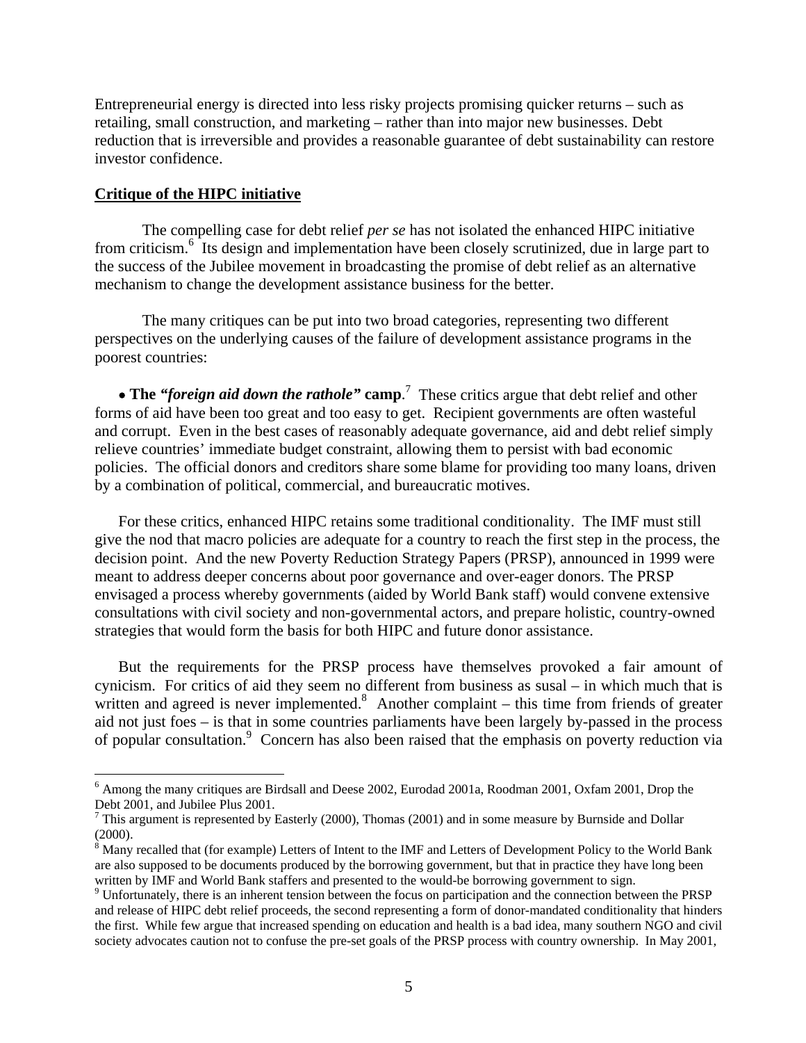Entrepreneurial energy is directed into less risky projects promising quicker returns – such as retailing, small construction, and marketing – rather than into major new businesses. Debt reduction that is irreversible and provides a reasonable guarantee of debt sustainability can restore investor confidence.

**Critique of the HIPC initiative**

The compelling case for debt relief *per se* has not isolated the enhanced HIPC initiative from criticism.[6] Its design and implementation have been closely scrutinized, due in large part to the success of the Jubilee movement in broadcasting the promise of debt relief as an alternative mechanism to change the development assistance business for the better.

The many critiques can be put into two broad categories, representing two different perspectives on the underlying causes of the failure of development assistance programs in the poorest countries:

- **The *"foreign aid down the rathole"* camp**.[7] These critics argue that debt relief and other forms of aid have been too great and too easy to get. Recipient governments are often wasteful and corrupt. Even in the best cases of reasonably adequate governance, aid and debt relief simply relieve countries' immediate budget constraint, allowing them to persist with bad economic policies. The official donors and creditors share some blame for providing too many loans, driven by a combination of political, commercial, and bureaucratic motives.

For these critics, enhanced HIPC retains some traditional conditionality. The IMF must still give the nod that macro policies are adequate for a country to reach the first step in the process, the decision point. And the new Poverty Reduction Strategy Papers (PRSP), announced in 1999 were meant to address deeper concerns about poor governance and over-eager donors. The PRSP envisaged a process whereby governments (aided by World Bank staff) would convene extensive consultations with civil society and non-governmental actors, and prepare holistic, country-owned strategies that would form the basis for both HIPC and future donor assistance.

But the requirements for the PRSP process have themselves provoked a fair amount of cynicism. For critics of aid they seem no different from business as susal – in which much that is written and agreed is never implemented.[8] Another complaint – this time from friends of greater aid not just foes – is that in some countries parliaments have been largely by-passed in the process of popular consultation.[9] Concern has also been raised that the emphasis on poverty reduction via

---

[6] Among the many critiques are Birdsall and Deese 2002, Eurodad 2001a, Roodman 2001, Oxfam 2001, Drop the Debt 2001, and Jubilee Plus 2001.

[7] This argument is represented by Easterly (2000), Thomas (2001) and in some measure by Burnside and Dollar (2000).

[8] Many recalled that (for example) Letters of Intent to the IMF and Letters of Development Policy to the World Bank are also supposed to be documents produced by the borrowing government, but that in practice they have long been written by IMF and World Bank staffers and presented to the would-be borrowing government to sign.

[9] Unfortunately, there is an inherent tension between the focus on participation and the connection between the PRSP and release of HIPC debt relief proceeds, the second representing a form of donor-mandated conditionality that hinders the first. While few argue that increased spending on education and health is a bad idea, many southern NGO and civil society advocates caution not to confuse the pre-set goals of the PRSP process with country ownership. In May 2001,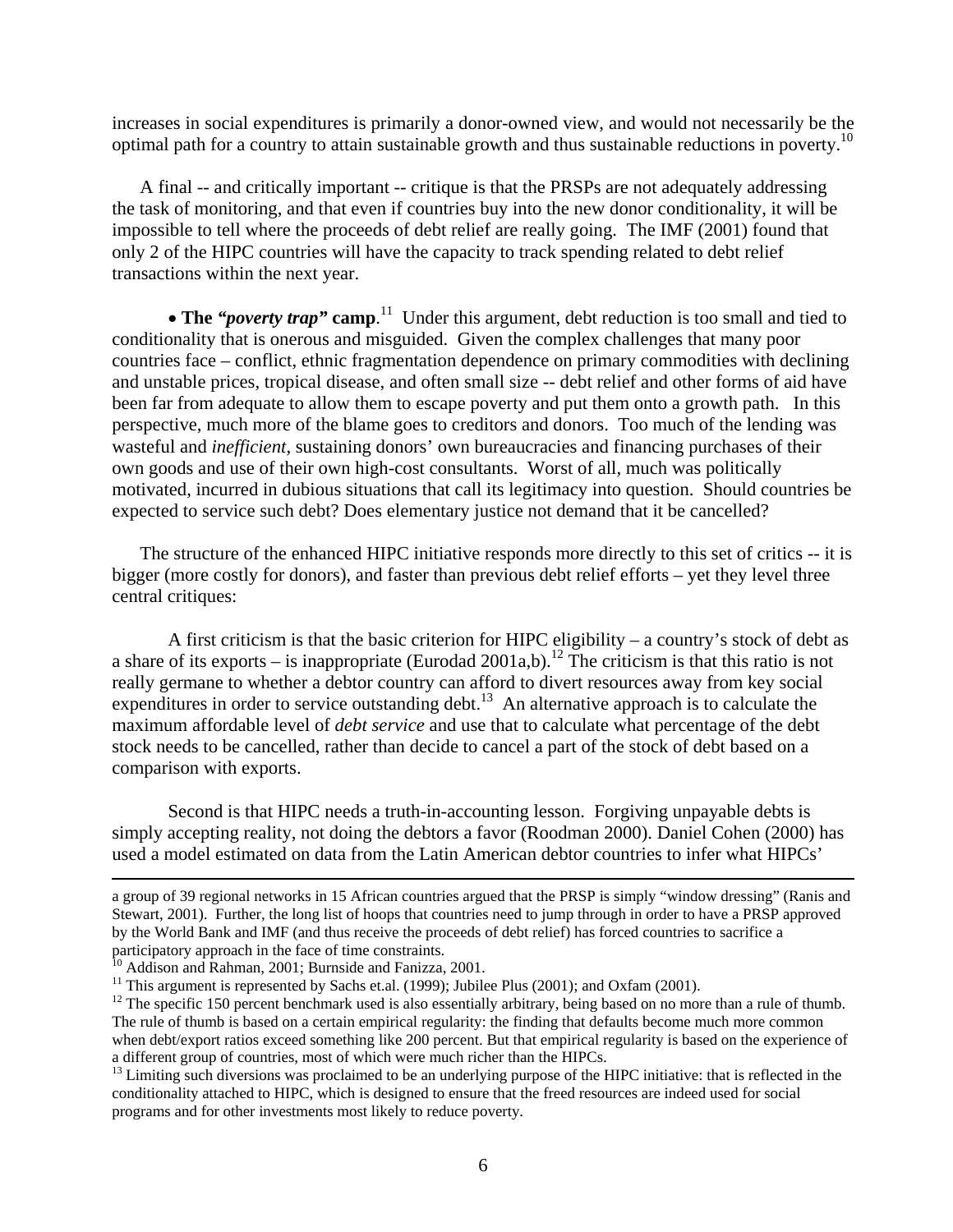increases in social expenditures is primarily a donor-owned view, and would not necessarily be the optimal path for a country to attain sustainable growth and thus sustainable reductions in poverty.[10]

A final -- and critically important -- critique is that the PRSPs are not adequately addressing the task of monitoring, and that even if countries buy into the new donor conditionality, it will be impossible to tell where the proceeds of debt relief are really going. The IMF (2001) found that only 2 of the HIPC countries will have the capacity to track spending related to debt relief transactions within the next year.

- **The *"poverty trap"* camp**.[11] Under this argument, debt reduction is too small and tied to conditionality that is onerous and misguided. Given the complex challenges that many poor countries face – conflict, ethnic fragmentation dependence on primary commodities with declining and unstable prices, tropical disease, and often small size -- debt relief and other forms of aid have been far from adequate to allow them to escape poverty and put them onto a growth path. In this perspective, much more of the blame goes to creditors and donors. Too much of the lending was wasteful and *inefficient*, sustaining donors' own bureaucracies and financing purchases of their own goods and use of their own high-cost consultants. Worst of all, much was politically motivated, incurred in dubious situations that call its legitimacy into question. Should countries be expected to service such debt? Does elementary justice not demand that it be cancelled?

The structure of the enhanced HIPC initiative responds more directly to this set of critics -- it is bigger (more costly for donors), and faster than previous debt relief efforts – yet they level three central critiques:

A first criticism is that the basic criterion for HIPC eligibility – a country's stock of debt as a share of its exports – is inappropriate (Eurodad 2001a,b).[12] The criticism is that this ratio is not really germane to whether a debtor country can afford to divert resources away from key social expenditures in order to service outstanding debt.[13] An alternative approach is to calculate the maximum affordable level of *debt service* and use that to calculate what percentage of the debt stock needs to be cancelled, rather than decide to cancel a part of the stock of debt based on a comparison with exports.

Second is that HIPC needs a truth-in-accounting lesson. Forgiving unpayable debts is simply accepting reality, not doing the debtors a favor (Roodman 2000). Daniel Cohen (2000) has used a model estimated on data from the Latin American debtor countries to infer what HIPCs'

---

a group of 39 regional networks in 15 African countries argued that the PRSP is simply "window dressing" (Ranis and Stewart, 2001). Further, the long list of hoops that countries need to jump through in order to have a PRSP approved by the World Bank and IMF (and thus receive the proceeds of debt relief) has forced countries to sacrifice a participatory approach in the face of time constraints.

[10] Addison and Rahman, 2001; Burnside and Fanizza, 2001.

[11] This argument is represented by Sachs et.al. (1999); Jubilee Plus (2001); and Oxfam (2001).

[12] The specific 150 percent benchmark used is also essentially arbitrary, being based on no more than a rule of thumb. The rule of thumb is based on a certain empirical regularity: the finding that defaults become much more common when debt/export ratios exceed something like 200 percent. But that empirical regularity is based on the experience of a different group of countries, most of which were much richer than the HIPCs.

[13] Limiting such diversions was proclaimed to be an underlying purpose of the HIPC initiative: that is reflected in the conditionality attached to HIPC, which is designed to ensure that the freed resources are indeed used for social programs and for other investments most likely to reduce poverty.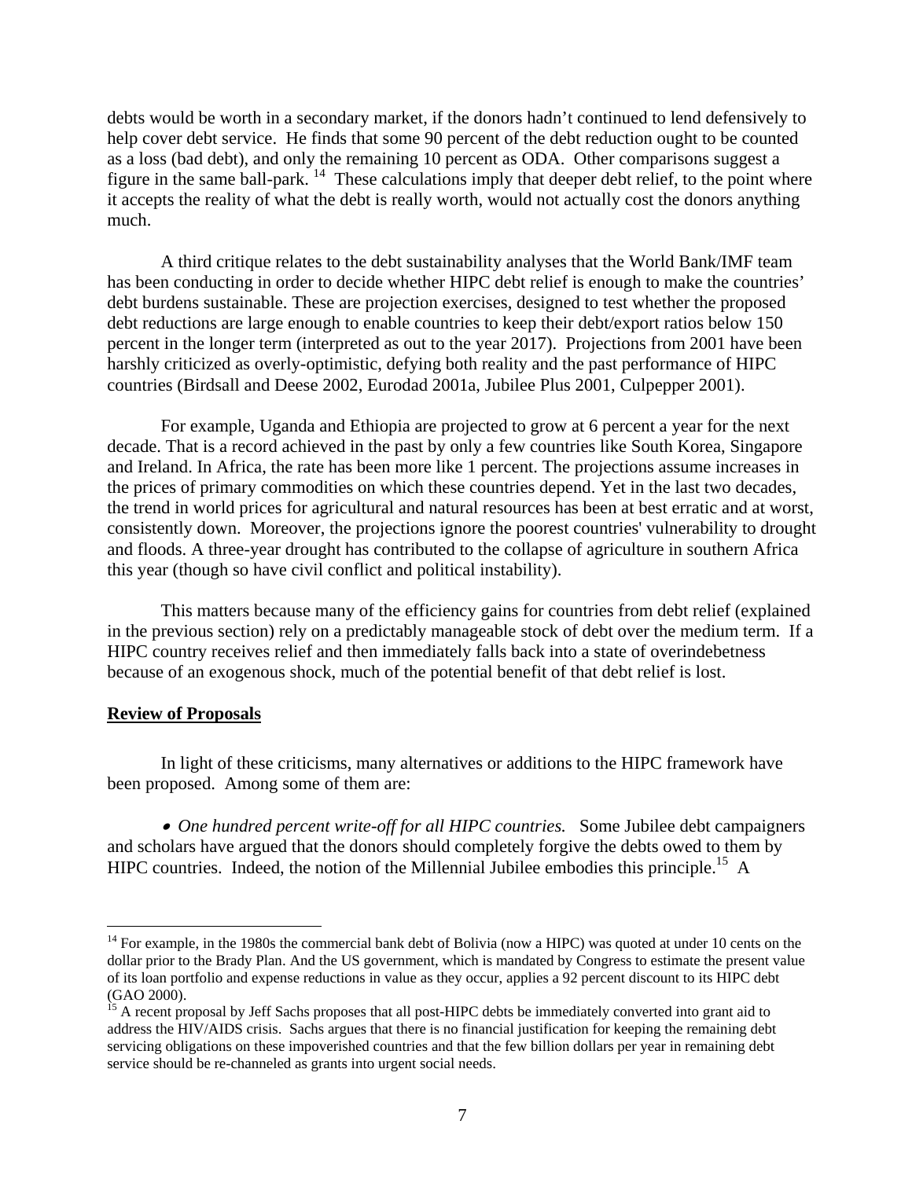debts would be worth in a secondary market, if the donors hadn't continued to lend defensively to help cover debt service. He finds that some 90 percent of the debt reduction ought to be counted as a loss (bad debt), and only the remaining 10 percent as ODA. Other comparisons suggest a figure in the same ball-park.[14] These calculations imply that deeper debt relief, to the point where it accepts the reality of what the debt is really worth, would not actually cost the donors anything much.

A third critique relates to the debt sustainability analyses that the World Bank/IMF team has been conducting in order to decide whether HIPC debt relief is enough to make the countries' debt burdens sustainable. These are projection exercises, designed to test whether the proposed debt reductions are large enough to enable countries to keep their debt/export ratios below 150 percent in the longer term (interpreted as out to the year 2017). Projections from 2001 have been harshly criticized as overly-optimistic, defying both reality and the past performance of HIPC countries (Birdsall and Deese 2002, Eurodad 2001a, Jubilee Plus 2001, Culpepper 2001).

For example, Uganda and Ethiopia are projected to grow at 6 percent a year for the next decade. That is a record achieved in the past by only a few countries like South Korea, Singapore and Ireland. In Africa, the rate has been more like 1 percent. The projections assume increases in the prices of primary commodities on which these countries depend. Yet in the last two decades, the trend in world prices for agricultural and natural resources has been at best erratic and at worst, consistently down. Moreover, the projections ignore the poorest countries' vulnerability to drought and floods. A three-year drought has contributed to the collapse of agriculture in southern Africa this year (though so have civil conflict and political instability).

This matters because many of the efficiency gains for countries from debt relief (explained in the previous section) rely on a predictably manageable stock of debt over the medium term. If a HIPC country receives relief and then immediately falls back into a state of overindebetness because of an exogenous shock, much of the potential benefit of that debt relief is lost.

## Review of Proposals

In light of these criticisms, many alternatives or additions to the HIPC framework have been proposed. Among some of them are:

- *One hundred percent write-off for all HIPC countries.* Some Jubilee debt campaigners and scholars have argued that the donors should completely forgive the debts owed to them by HIPC countries. Indeed, the notion of the Millennial Jubilee embodies this principle.[15] A

---

[14] For example, in the 1980s the commercial bank debt of Bolivia (now a HIPC) was quoted at under 10 cents on the dollar prior to the Brady Plan. And the US government, which is mandated by Congress to estimate the present value of its loan portfolio and expense reductions in value as they occur, applies a 92 percent discount to its HIPC debt (GAO 2000).

[15] A recent proposal by Jeff Sachs proposes that all post-HIPC debts be immediately converted into grant aid to address the HIV/AIDS crisis. Sachs argues that there is no financial justification for keeping the remaining debt servicing obligations on these impoverished countries and that the few billion dollars per year in remaining debt service should be re-channeled as grants into urgent social needs.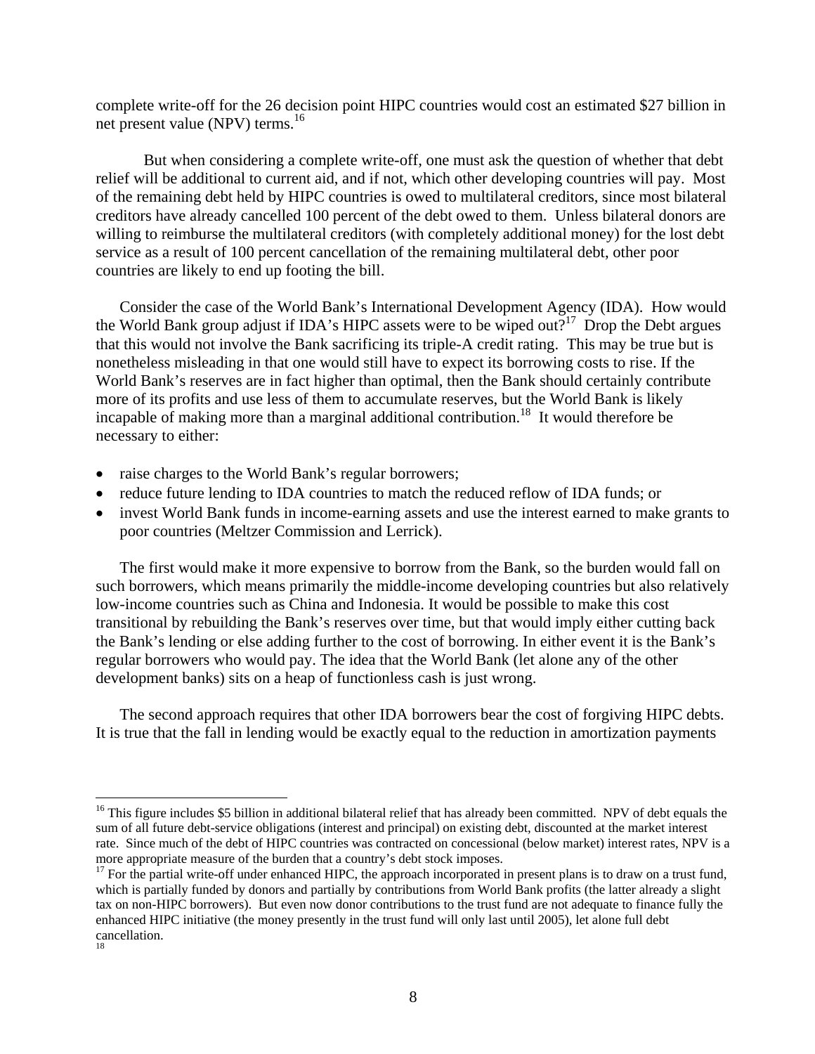complete write-off for the 26 decision point HIPC countries would cost an estimated $27 billion in net present value (NPV) terms.[16]

But when considering a complete write-off, one must ask the question of whether that debt relief will be additional to current aid, and if not, which other developing countries will pay. Most of the remaining debt held by HIPC countries is owed to multilateral creditors, since most bilateral creditors have already cancelled 100 percent of the debt owed to them. Unless bilateral donors are willing to reimburse the multilateral creditors (with completely additional money) for the lost debt service as a result of 100 percent cancellation of the remaining multilateral debt, other poor countries are likely to end up footing the bill.

Consider the case of the World Bank's International Development Agency (IDA). How would the World Bank group adjust if IDA's HIPC assets were to be wiped out?[17] Drop the Debt argues that this would not involve the Bank sacrificing its triple-A credit rating. This may be true but is nonetheless misleading in that one would still have to expect its borrowing costs to rise. If the World Bank's reserves are in fact higher than optimal, then the Bank should certainly contribute more of its profits and use less of them to accumulate reserves, but the World Bank is likely incapable of making more than a marginal additional contribution.[18] It would therefore be necessary to either:

- raise charges to the World Bank's regular borrowers;
- reduce future lending to IDA countries to match the reduced reflow of IDA funds; or
- invest World Bank funds in income-earning assets and use the interest earned to make grants to poor countries (Meltzer Commission and Lerrick).

The first would make it more expensive to borrow from the Bank, so the burden would fall on such borrowers, which means primarily the middle-income developing countries but also relatively low-income countries such as China and Indonesia. It would be possible to make this cost transitional by rebuilding the Bank's reserves over time, but that would imply either cutting back the Bank's lending or else adding further to the cost of borrowing. In either event it is the Bank's regular borrowers who would pay. The idea that the World Bank (let alone any of the other development banks) sits on a heap of functionless cash is just wrong.

The second approach requires that other IDA borrowers bear the cost of forgiving HIPC debts. It is true that the fall in lending would be exactly equal to the reduction in amortization payments

---

[16] This figure includes $5 billion in additional bilateral relief that has already been committed. NPV of debt equals the sum of all future debt-service obligations (interest and principal) on existing debt, discounted at the market interest rate. Since much of the debt of HIPC countries was contracted on concessional (below market) interest rates, NPV is a more appropriate measure of the burden that a country's debt stock imposes.

[17] For the partial write-off under enhanced HIPC, the approach incorporated in present plans is to draw on a trust fund, which is partially funded by donors and partially by contributions from World Bank profits (the latter already a slight tax on non-HIPC borrowers). But even now donor contributions to the trust fund are not adequate to finance fully the enhanced HIPC initiative (the money presently in the trust fund will only last until 2005), let alone full debt cancellation.

[18]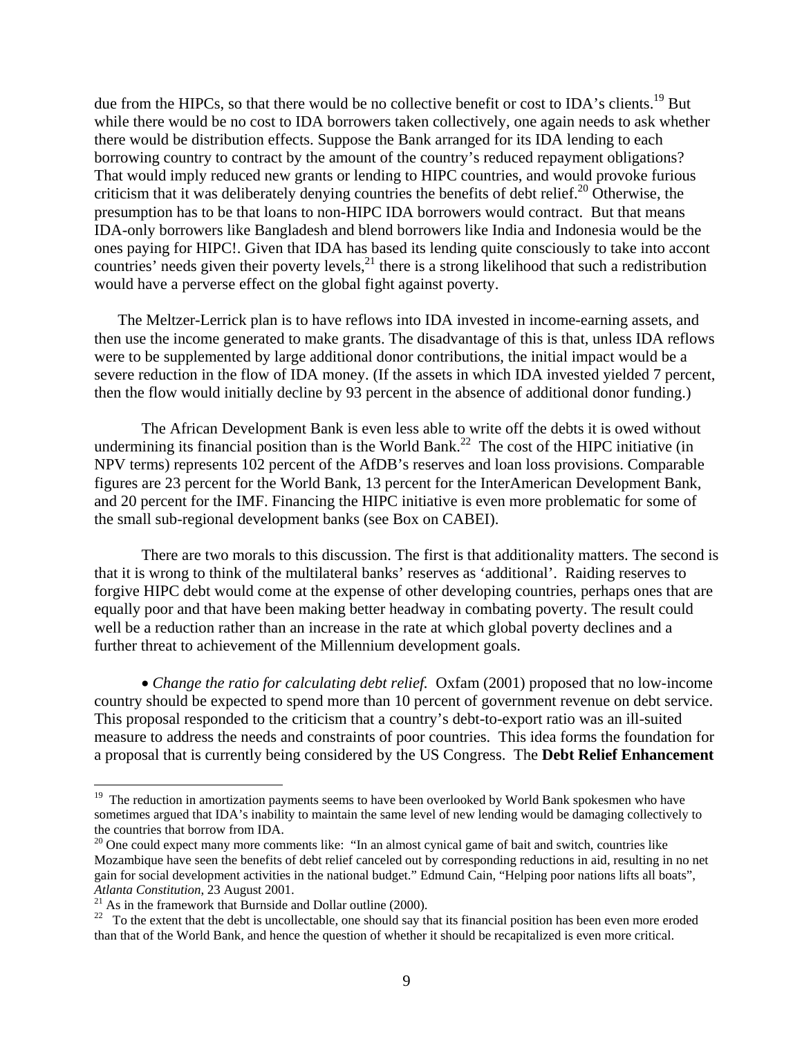due from the HIPCs, so that there would be no collective benefit or cost to IDA's clients.[19] But while there would be no cost to IDA borrowers taken collectively, one again needs to ask whether there would be distribution effects. Suppose the Bank arranged for its IDA lending to each borrowing country to contract by the amount of the country's reduced repayment obligations? That would imply reduced new grants or lending to HIPC countries, and would provoke furious criticism that it was deliberately denying countries the benefits of debt relief.[20] Otherwise, the presumption has to be that loans to non-HIPC IDA borrowers would contract. But that means IDA-only borrowers like Bangladesh and blend borrowers like India and Indonesia would be the ones paying for HIPC!. Given that IDA has based its lending quite consciously to take into accont countries' needs given their poverty levels,[21] there is a strong likelihood that such a redistribution would have a perverse effect on the global fight against poverty.

The Meltzer-Lerrick plan is to have reflows into IDA invested in income-earning assets, and then use the income generated to make grants. The disadvantage of this is that, unless IDA reflows were to be supplemented by large additional donor contributions, the initial impact would be a severe reduction in the flow of IDA money. (If the assets in which IDA invested yielded 7 percent, then the flow would initially decline by 93 percent in the absence of additional donor funding.)

The African Development Bank is even less able to write off the debts it is owed without undermining its financial position than is the World Bank.[22] The cost of the HIPC initiative (in NPV terms) represents 102 percent of the AfDB's reserves and loan loss provisions. Comparable figures are 23 percent for the World Bank, 13 percent for the InterAmerican Development Bank, and 20 percent for the IMF. Financing the HIPC initiative is even more problematic for some of the small sub-regional development banks (see Box on CABEI).

There are two morals to this discussion. The first is that additionality matters. The second is that it is wrong to think of the multilateral banks' reserves as 'additional'. Raiding reserves to forgive HIPC debt would come at the expense of other developing countries, perhaps ones that are equally poor and that have been making better headway in combating poverty. The result could well be a reduction rather than an increase in the rate at which global poverty declines and a further threat to achievement of the Millennium development goals.

- *Change the ratio for calculating debt relief.* Oxfam (2001) proposed that no low-income country should be expected to spend more than 10 percent of government revenue on debt service. This proposal responded to the criticism that a country's debt-to-export ratio was an ill-suited measure to address the needs and constraints of poor countries. This idea forms the foundation for a proposal that is currently being considered by the US Congress. The **Debt Relief Enhancement**

---

[19] The reduction in amortization payments seems to have been overlooked by World Bank spokesmen who have sometimes argued that IDA's inability to maintain the same level of new lending would be damaging collectively to the countries that borrow from IDA.

[20] One could expect many more comments like: "In an almost cynical game of bait and switch, countries like Mozambique have seen the benefits of debt relief canceled out by corresponding reductions in aid, resulting in no net gain for social development activities in the national budget." Edmund Cain, "Helping poor nations lifts all boats", *Atlanta Constitution*, 23 August 2001.

[21] As in the framework that Burnside and Dollar outline (2000).

[22] To the extent that the debt is uncollectable, one should say that its financial position has been even more eroded than that of the World Bank, and hence the question of whether it should be recapitalized is even more critical.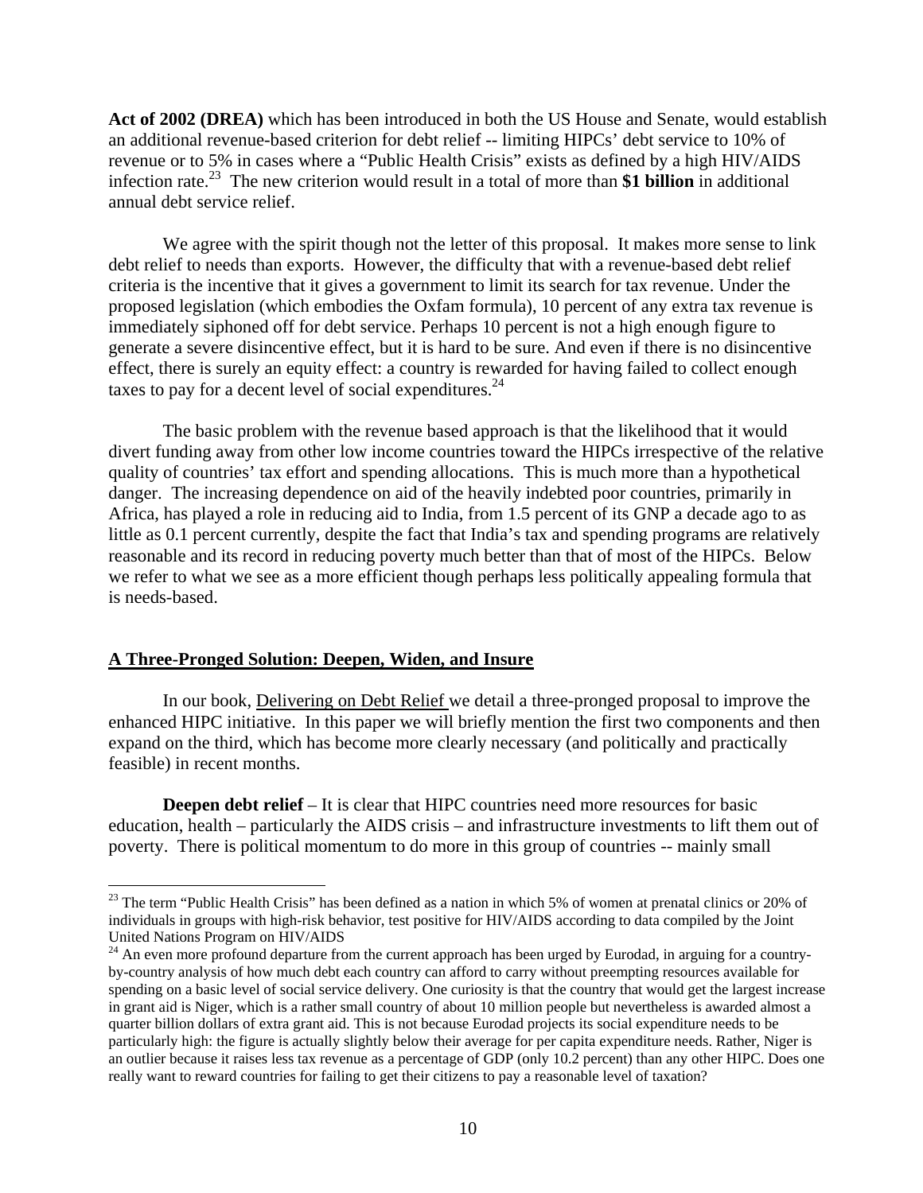**Act of 2002 (DREA)** which has been introduced in both the US House and Senate, would establish an additional revenue-based criterion for debt relief -- limiting HIPCs' debt service to 10% of revenue or to 5% in cases where a "Public Health Crisis" exists as defined by a high HIV/AIDS infection rate.[23] The new criterion would result in a total of more than **$1 billion** in additional annual debt service relief.

We agree with the spirit though not the letter of this proposal. It makes more sense to link debt relief to needs than exports. However, the difficulty that with a revenue-based debt relief criteria is the incentive that it gives a government to limit its search for tax revenue. Under the proposed legislation (which embodies the Oxfam formula), 10 percent of any extra tax revenue is immediately siphoned off for debt service. Perhaps 10 percent is not a high enough figure to generate a severe disincentive effect, but it is hard to be sure. And even if there is no disincentive effect, there is surely an equity effect: a country is rewarded for having failed to collect enough taxes to pay for a decent level of social expenditures.[24]

The basic problem with the revenue based approach is that the likelihood that it would divert funding away from other low income countries toward the HIPCs irrespective of the relative quality of countries' tax effort and spending allocations. This is much more than a hypothetical danger. The increasing dependence on aid of the heavily indebted poor countries, primarily in Africa, has played a role in reducing aid to India, from 1.5 percent of its GNP a decade ago to as little as 0.1 percent currently, despite the fact that India's tax and spending programs are relatively reasonable and its record in reducing poverty much better than that of most of the HIPCs. Below we refer to what we see as a more efficient though perhaps less politically appealing formula that is needs-based.

## A Three-Pronged Solution: Deepen, Widen, and Insure

In our book, Delivering on Debt Relief we detail a three-pronged proposal to improve the enhanced HIPC initiative. In this paper we will briefly mention the first two components and then expand on the third, which has become more clearly necessary (and politically and practically feasible) in recent months.

**Deepen debt relief** – It is clear that HIPC countries need more resources for basic education, health – particularly the AIDS crisis – and infrastructure investments to lift them out of poverty. There is political momentum to do more in this group of countries -- mainly small

---

[23] The term "Public Health Crisis" has been defined as a nation in which 5% of women at prenatal clinics or 20% of individuals in groups with high-risk behavior, test positive for HIV/AIDS according to data compiled by the Joint United Nations Program on HIV/AIDS

[24] An even more profound departure from the current approach has been urged by Eurodad, in arguing for a country-by-country analysis of how much debt each country can afford to carry without preempting resources available for spending on a basic level of social service delivery. One curiosity is that the country that would get the largest increase in grant aid is Niger, which is a rather small country of about 10 million people but nevertheless is awarded almost a quarter billion dollars of extra grant aid. This is not because Eurodad projects its social expenditure needs to be particularly high: the figure is actually slightly below their average for per capita expenditure needs. Rather, Niger is an outlier because it raises less tax revenue as a percentage of GDP (only 10.2 percent) than any other HIPC. Does one really want to reward countries for failing to get their citizens to pay a reasonable level of taxation?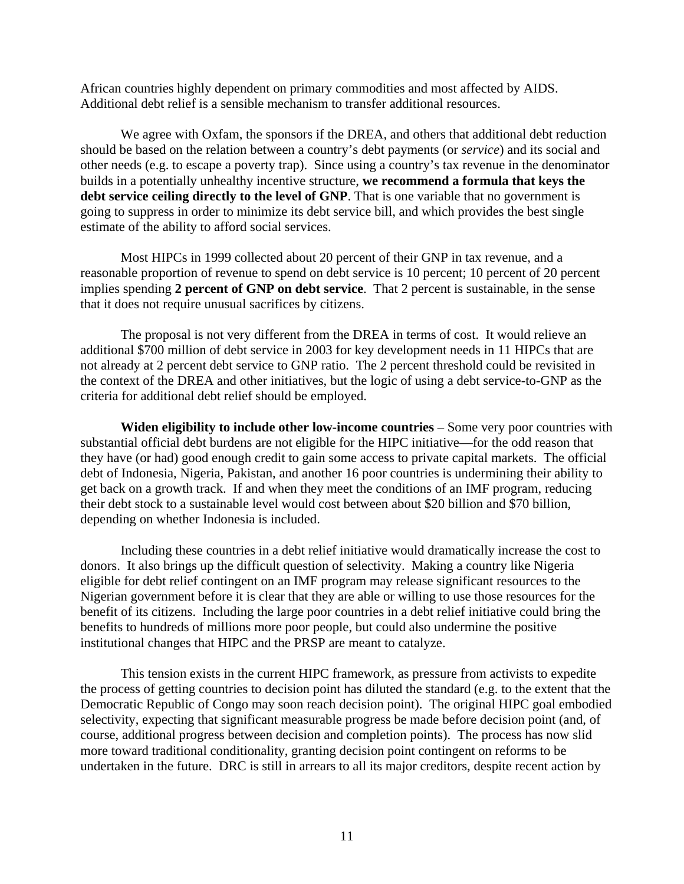African countries highly dependent on primary commodities and most affected by AIDS. Additional debt relief is a sensible mechanism to transfer additional resources.

We agree with Oxfam, the sponsors if the DREA, and others that additional debt reduction should be based on the relation between a country's debt payments (or *service*) and its social and other needs (e.g. to escape a poverty trap). Since using a country's tax revenue in the denominator builds in a potentially unhealthy incentive structure, **we recommend a formula that keys the debt service ceiling directly to the level of GNP**. That is one variable that no government is going to suppress in order to minimize its debt service bill, and which provides the best single estimate of the ability to afford social services.

Most HIPCs in 1999 collected about 20 percent of their GNP in tax revenue, and a reasonable proportion of revenue to spend on debt service is 10 percent; 10 percent of 20 percent implies spending **2 percent of GNP on debt service**. That 2 percent is sustainable, in the sense that it does not require unusual sacrifices by citizens.

The proposal is not very different from the DREA in terms of cost. It would relieve an additional \$700 million of debt service in 2003 for key development needs in 11 HIPCs that are not already at 2 percent debt service to GNP ratio. The 2 percent threshold could be revisited in the context of the DREA and other initiatives, but the logic of using a debt service-to-GNP as the criteria for additional debt relief should be employed.

**Widen eligibility to include other low-income countries** – Some very poor countries with substantial official debt burdens are not eligible for the HIPC initiative—for the odd reason that they have (or had) good enough credit to gain some access to private capital markets. The official debt of Indonesia, Nigeria, Pakistan, and another 16 poor countries is undermining their ability to get back on a growth track. If and when they meet the conditions of an IMF program, reducing their debt stock to a sustainable level would cost between about \$20 billion and \$70 billion, depending on whether Indonesia is included.

Including these countries in a debt relief initiative would dramatically increase the cost to donors. It also brings up the difficult question of selectivity. Making a country like Nigeria eligible for debt relief contingent on an IMF program may release significant resources to the Nigerian government before it is clear that they are able or willing to use those resources for the benefit of its citizens. Including the large poor countries in a debt relief initiative could bring the benefits to hundreds of millions more poor people, but could also undermine the positive institutional changes that HIPC and the PRSP are meant to catalyze.

This tension exists in the current HIPC framework, as pressure from activists to expedite the process of getting countries to decision point has diluted the standard (e.g. to the extent that the Democratic Republic of Congo may soon reach decision point). The original HIPC goal embodied selectivity, expecting that significant measurable progress be made before decision point (and, of course, additional progress between decision and completion points). The process has now slid more toward traditional conditionality, granting decision point contingent on reforms to be undertaken in the future. DRC is still in arrears to all its major creditors, despite recent action by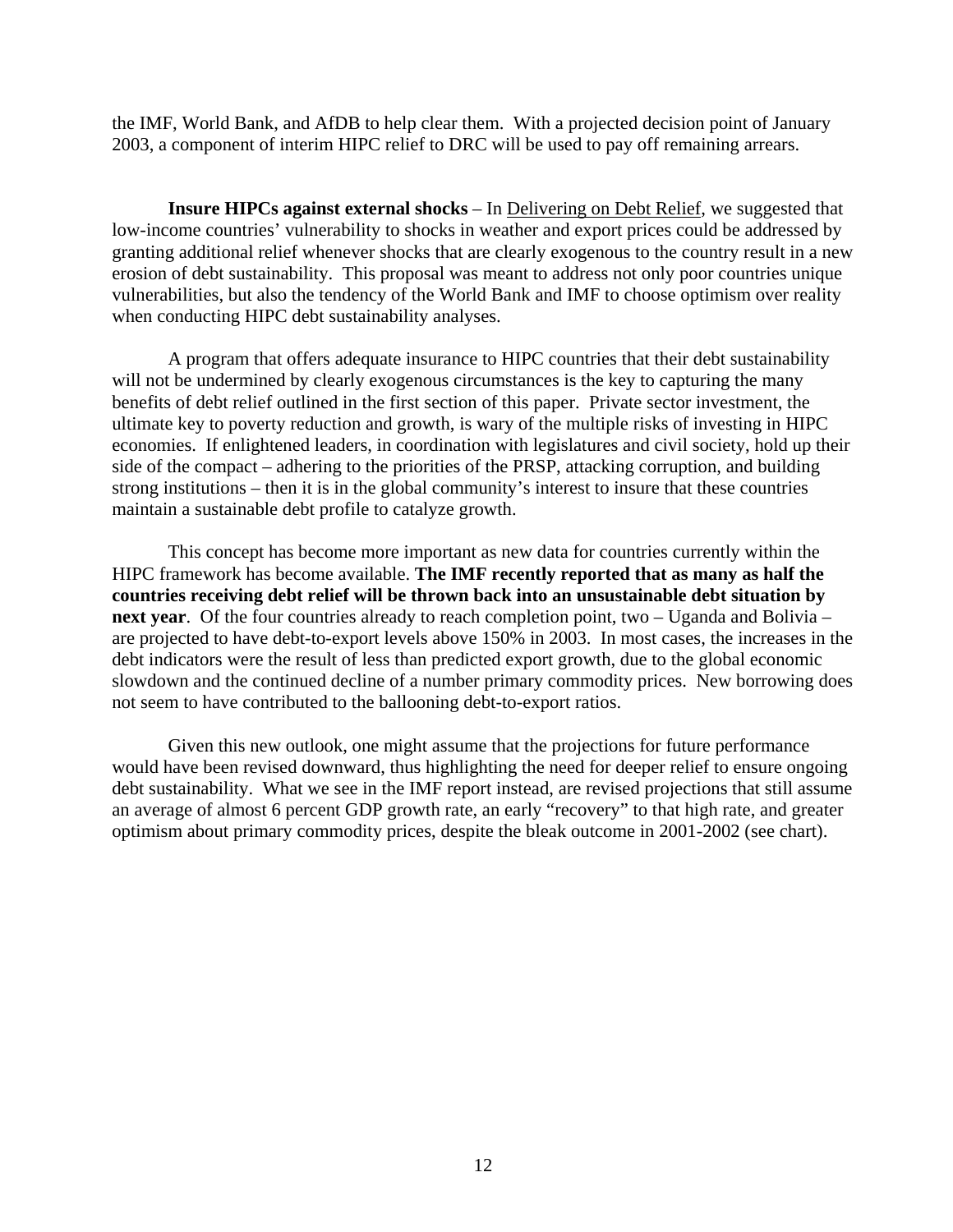the IMF, World Bank, and AfDB to help clear them. With a projected decision point of January 2003, a component of interim HIPC relief to DRC will be used to pay off remaining arrears.

**Insure HIPCs against external shocks** – In Delivering on Debt Relief, we suggested that low-income countries' vulnerability to shocks in weather and export prices could be addressed by granting additional relief whenever shocks that are clearly exogenous to the country result in a new erosion of debt sustainability. This proposal was meant to address not only poor countries unique vulnerabilities, but also the tendency of the World Bank and IMF to choose optimism over reality when conducting HIPC debt sustainability analyses.

A program that offers adequate insurance to HIPC countries that their debt sustainability will not be undermined by clearly exogenous circumstances is the key to capturing the many benefits of debt relief outlined in the first section of this paper. Private sector investment, the ultimate key to poverty reduction and growth, is wary of the multiple risks of investing in HIPC economies. If enlightened leaders, in coordination with legislatures and civil society, hold up their side of the compact – adhering to the priorities of the PRSP, attacking corruption, and building strong institutions – then it is in the global community's interest to insure that these countries maintain a sustainable debt profile to catalyze growth.

This concept has become more important as new data for countries currently within the HIPC framework has become available. **The IMF recently reported that as many as half the countries receiving debt relief will be thrown back into an unsustainable debt situation by next year**. Of the four countries already to reach completion point, two – Uganda and Bolivia – are projected to have debt-to-export levels above 150% in 2003. In most cases, the increases in the debt indicators were the result of less than predicted export growth, due to the global economic slowdown and the continued decline of a number primary commodity prices. New borrowing does not seem to have contributed to the ballooning debt-to-export ratios.

Given this new outlook, one might assume that the projections for future performance would have been revised downward, thus highlighting the need for deeper relief to ensure ongoing debt sustainability. What we see in the IMF report instead, are revised projections that still assume an average of almost 6 percent GDP growth rate, an early "recovery" to that high rate, and greater optimism about primary commodity prices, despite the bleak outcome in 2001-2002 (see chart).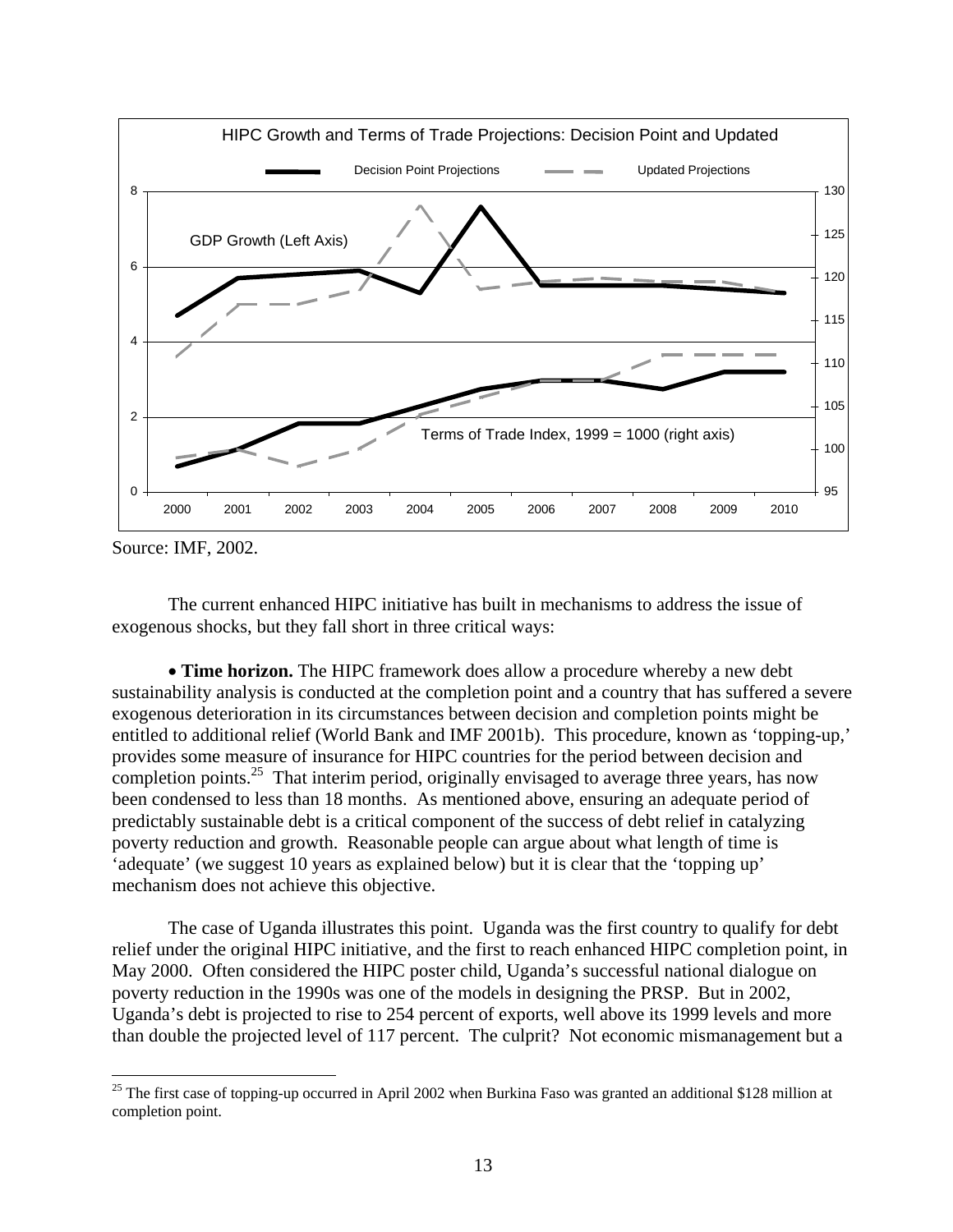HIPC Growth and Terms of Trade Projections: Decision Point and Updated

Decision Point Projections

Updated Projections

GDP Growth (Left Axis)

Terms of Trade Index, 1999 = 1000 (right axis)

8
6
4
2
0

130
125
120
115
110
105
100
95

2000 2001 2002 2003 2004 2005 2006 2007 2008 2009 2010

Source: IMF, 2002.

The current enhanced HIPC initiative has built in mechanisms to address the issue of exogenous shocks, but they fall short in three critical ways:

- **Time horizon.** The HIPC framework does allow a procedure whereby a new debt sustainability analysis is conducted at the completion point and a country that has suffered a severe exogenous deterioration in its circumstances between decision and completion points might be entitled to additional relief (World Bank and IMF 2001b). This procedure, known as 'topping-up,' provides some measure of insurance for HIPC countries for the period between decision and completion points.[25] That interim period, originally envisaged to average three years, has now been condensed to less than 18 months. As mentioned above, ensuring an adequate period of predictably sustainable debt is a critical component of the success of debt relief in catalyzing poverty reduction and growth. Reasonable people can argue about what length of time is 'adequate' (we suggest 10 years as explained below) but it is clear that the 'topping up' mechanism does not achieve this objective.

The case of Uganda illustrates this point. Uganda was the first country to qualify for debt relief under the original HIPC initiative, and the first to reach enhanced HIPC completion point, in May 2000. Often considered the HIPC poster child, Uganda's successful national dialogue on poverty reduction in the 1990s was one of the models in designing the PRSP. But in 2002, Uganda's debt is projected to rise to 254 percent of exports, well above its 1999 levels and more than double the projected level of 117 percent. The culprit? Not economic mismanagement but a

[25] The first case of topping-up occurred in April 2002 when Burkina Faso was granted an additional $128 million at completion point.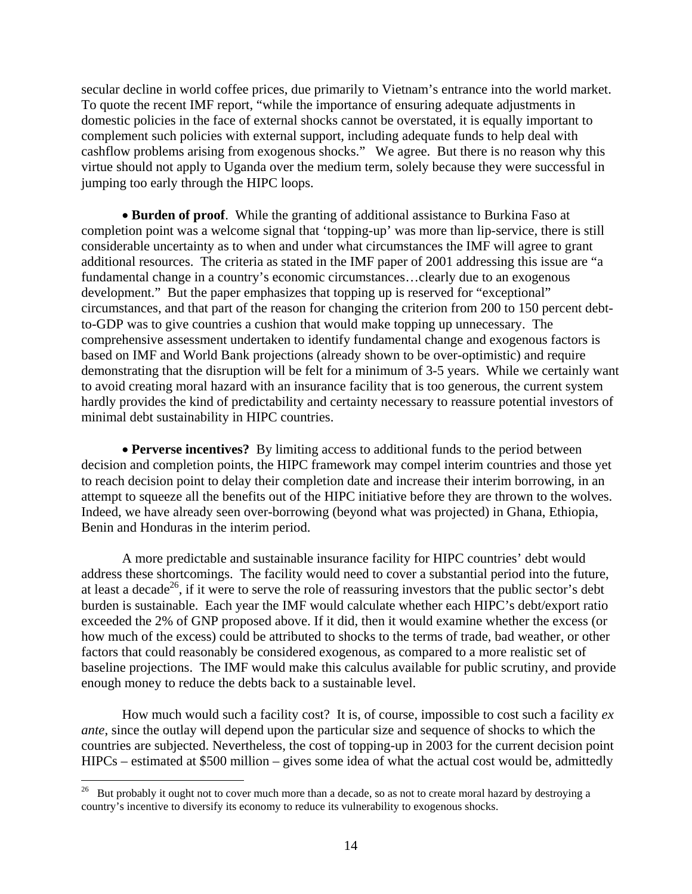secular decline in world coffee prices, due primarily to Vietnam's entrance into the world market. To quote the recent IMF report, "while the importance of ensuring adequate adjustments in domestic policies in the face of external shocks cannot be overstated, it is equally important to complement such policies with external support, including adequate funds to help deal with cashflow problems arising from exogenous shocks." We agree. But there is no reason why this virtue should not apply to Uganda over the medium term, solely because they were successful in jumping too early through the HIPC loops.

- **Burden of proof**. While the granting of additional assistance to Burkina Faso at completion point was a welcome signal that 'topping-up' was more than lip-service, there is still considerable uncertainty as to when and under what circumstances the IMF will agree to grant additional resources. The criteria as stated in the IMF paper of 2001 addressing this issue are "a fundamental change in a country's economic circumstances…clearly due to an exogenous development." But the paper emphasizes that topping up is reserved for "exceptional" circumstances, and that part of the reason for changing the criterion from 200 to 150 percent debt-to-GDP was to give countries a cushion that would make topping up unnecessary. The comprehensive assessment undertaken to identify fundamental change and exogenous factors is based on IMF and World Bank projections (already shown to be over-optimistic) and require demonstrating that the disruption will be felt for a minimum of 3-5 years. While we certainly want to avoid creating moral hazard with an insurance facility that is too generous, the current system hardly provides the kind of predictability and certainty necessary to reassure potential investors of minimal debt sustainability in HIPC countries.

- **Perverse incentives?** By limiting access to additional funds to the period between decision and completion points, the HIPC framework may compel interim countries and those yet to reach decision point to delay their completion date and increase their interim borrowing, in an attempt to squeeze all the benefits out of the HIPC initiative before they are thrown to the wolves. Indeed, we have already seen over-borrowing (beyond what was projected) in Ghana, Ethiopia, Benin and Honduras in the interim period.

A more predictable and sustainable insurance facility for HIPC countries' debt would address these shortcomings. The facility would need to cover a substantial period into the future, at least a decade[26], if it were to serve the role of reassuring investors that the public sector's debt burden is sustainable. Each year the IMF would calculate whether each HIPC's debt/export ratio exceeded the 2% of GNP proposed above. If it did, then it would examine whether the excess (or how much of the excess) could be attributed to shocks to the terms of trade, bad weather, or other factors that could reasonably be considered exogenous, as compared to a more realistic set of baseline projections. The IMF would make this calculus available for public scrutiny, and provide enough money to reduce the debts back to a sustainable level.

How much would such a facility cost? It is, of course, impossible to cost such a facility *ex ante*, since the outlay will depend upon the particular size and sequence of shocks to which the countries are subjected. Nevertheless, the cost of topping-up in 2003 for the current decision point HIPCs – estimated at \$500 million – gives some idea of what the actual cost would be, admittedly

[26] But probably it ought not to cover much more than a decade, so as not to create moral hazard by destroying a country's incentive to diversify its economy to reduce its vulnerability to exogenous shocks.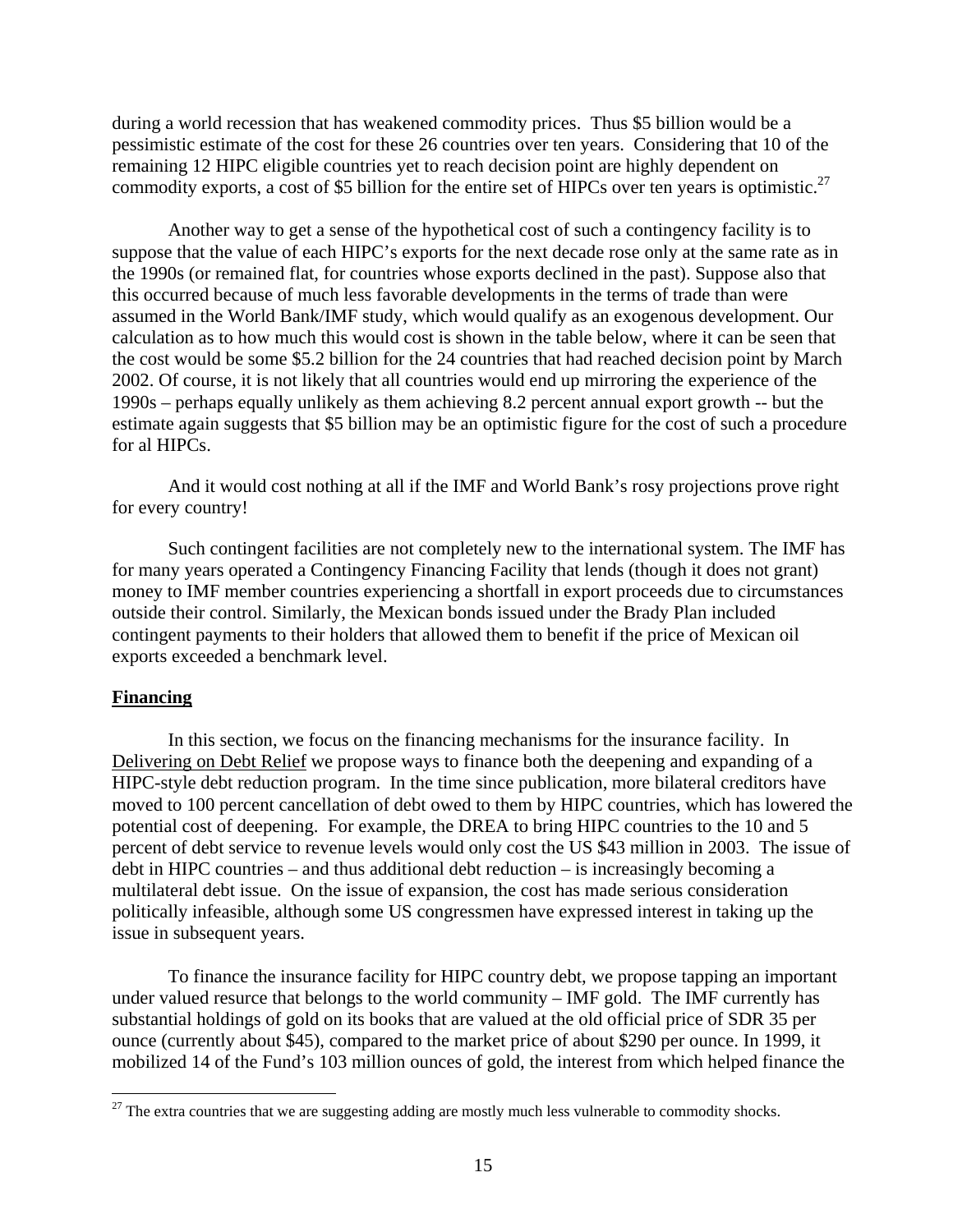during a world recession that has weakened commodity prices. Thus \$5 billion would be a pessimistic estimate of the cost for these 26 countries over ten years. Considering that 10 of the remaining 12 HIPC eligible countries yet to reach decision point are highly dependent on commodity exports, a cost of \$5 billion for the entire set of HIPCs over ten years is optimistic.[27]

Another way to get a sense of the hypothetical cost of such a contingency facility is to suppose that the value of each HIPC's exports for the next decade rose only at the same rate as in the 1990s (or remained flat, for countries whose exports declined in the past). Suppose also that this occurred because of much less favorable developments in the terms of trade than were assumed in the World Bank/IMF study, which would qualify as an exogenous development. Our calculation as to how much this would cost is shown in the table below, where it can be seen that the cost would be some \$5.2 billion for the 24 countries that had reached decision point by March 2002. Of course, it is not likely that all countries would end up mirroring the experience of the 1990s – perhaps equally unlikely as them achieving 8.2 percent annual export growth -- but the estimate again suggests that \$5 billion may be an optimistic figure for the cost of such a procedure for al HIPCs.

And it would cost nothing at all if the IMF and World Bank's rosy projections prove right for every country!

Such contingent facilities are not completely new to the international system. The IMF has for many years operated a Contingency Financing Facility that lends (though it does not grant) money to IMF member countries experiencing a shortfall in export proceeds due to circumstances outside their control. Similarly, the Mexican bonds issued under the Brady Plan included contingent payments to their holders that allowed them to benefit if the price of Mexican oil exports exceeded a benchmark level.

## Financing

In this section, we focus on the financing mechanisms for the insurance facility. In Delivering on Debt Relief we propose ways to finance both the deepening and expanding of a HIPC-style debt reduction program. In the time since publication, more bilateral creditors have moved to 100 percent cancellation of debt owed to them by HIPC countries, which has lowered the potential cost of deepening. For example, the DREA to bring HIPC countries to the 10 and 5 percent of debt service to revenue levels would only cost the US \$43 million in 2003. The issue of debt in HIPC countries – and thus additional debt reduction – is increasingly becoming a multilateral debt issue. On the issue of expansion, the cost has made serious consideration politically infeasible, although some US congressmen have expressed interest in taking up the issue in subsequent years.

To finance the insurance facility for HIPC country debt, we propose tapping an important under valued resurce that belongs to the world community – IMF gold. The IMF currently has substantial holdings of gold on its books that are valued at the old official price of SDR 35 per ounce (currently about \$45), compared to the market price of about \$290 per ounce. In 1999, it mobilized 14 of the Fund's 103 million ounces of gold, the interest from which helped finance the

[27] The extra countries that we are suggesting adding are mostly much less vulnerable to commodity shocks.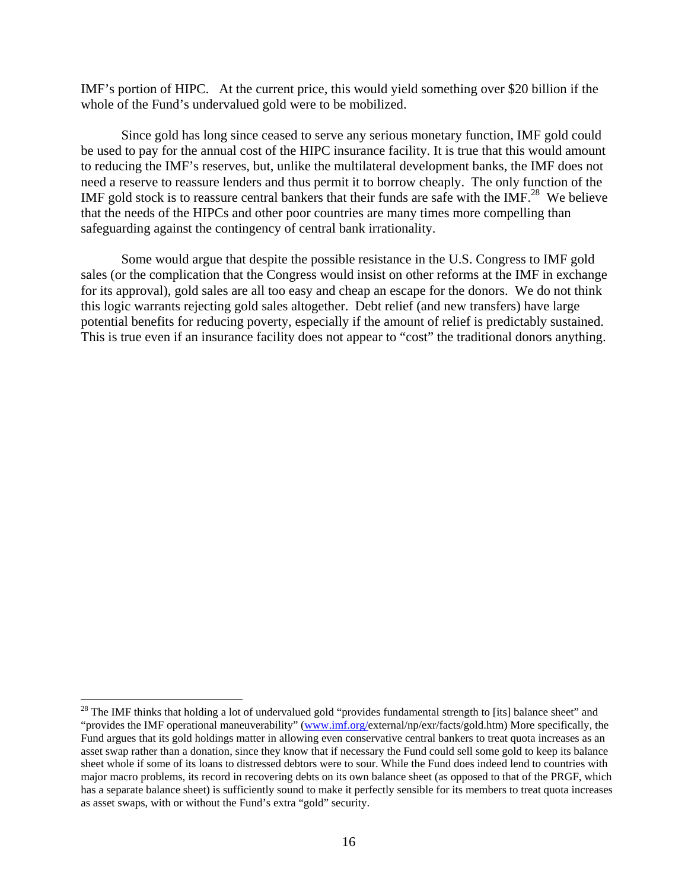IMF's portion of HIPC. At the current price, this would yield something over $20 billion if the whole of the Fund's undervalued gold were to be mobilized.

Since gold has long since ceased to serve any serious monetary function, IMF gold could be used to pay for the annual cost of the HIPC insurance facility. It is true that this would amount to reducing the IMF's reserves, but, unlike the multilateral development banks, the IMF does not need a reserve to reassure lenders and thus permit it to borrow cheaply. The only function of the IMF gold stock is to reassure central bankers that their funds are safe with the IMF.[28] We believe that the needs of the HIPCs and other poor countries are many times more compelling than safeguarding against the contingency of central bank irrationality.

Some would argue that despite the possible resistance in the U.S. Congress to IMF gold sales (or the complication that the Congress would insist on other reforms at the IMF in exchange for its approval), gold sales are all too easy and cheap an escape for the donors. We do not think this logic warrants rejecting gold sales altogether. Debt relief (and new transfers) have large potential benefits for reducing poverty, especially if the amount of relief is predictably sustained. This is true even if an insurance facility does not appear to "cost" the traditional donors anything.

---

[28] The IMF thinks that holding a lot of undervalued gold "provides fundamental strength to [its] balance sheet" and "provides the IMF operational maneuverability" (www.imf.org/external/np/exr/facts/gold.htm) More specifically, the Fund argues that its gold holdings matter in allowing even conservative central bankers to treat quota increases as an asset swap rather than a donation, since they know that if necessary the Fund could sell some gold to keep its balance sheet whole if some of its loans to distressed debtors were to sour. While the Fund does indeed lend to countries with major macro problems, its record in recovering debts on its own balance sheet (as opposed to that of the PRGF, which has a separate balance sheet) is sufficiently sound to make it perfectly sensible for its members to treat quota increases as asset swaps, with or without the Fund's extra "gold" security.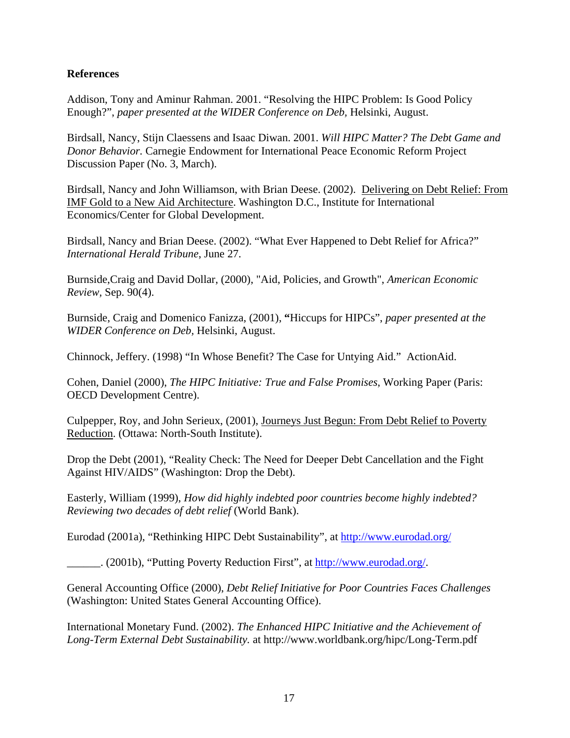**References**

Addison, Tony and Aminur Rahman. 2001. "Resolving the HIPC Problem: Is Good Policy Enough?", *paper presented at the WIDER Conference on Deb*, Helsinki, August.

Birdsall, Nancy, Stijn Claessens and Isaac Diwan. 2001. *Will HIPC Matter? The Debt Game and Donor Behavior.* Carnegie Endowment for International Peace Economic Reform Project Discussion Paper (No. 3, March).

Birdsall, Nancy and John Williamson, with Brian Deese. (2002). Delivering on Debt Relief: From IMF Gold to a New Aid Architecture. Washington D.C., Institute for International Economics/Center for Global Development.

Birdsall, Nancy and Brian Deese. (2002). "What Ever Happened to Debt Relief for Africa?" *International Herald Tribune*, June 27.

Burnside,Craig and David Dollar, (2000), "Aid, Policies, and Growth", *American Economic Review,* Sep. 90(4).

Burnside, Craig and Domenico Fanizza, (2001), **"**Hiccups for HIPCs", *paper presented at the WIDER Conference on Deb*, Helsinki, August.

Chinnock, Jeffery. (1998) "In Whose Benefit? The Case for Untying Aid." ActionAid.

Cohen, Daniel (2000), *The HIPC Initiative: True and False Promises*, Working Paper (Paris: OECD Development Centre).

Culpepper, Roy, and John Serieux, (2001), Journeys Just Begun: From Debt Relief to Poverty Reduction. (Ottawa: North-South Institute).

Drop the Debt (2001), "Reality Check: The Need for Deeper Debt Cancellation and the Fight Against HIV/AIDS" (Washington: Drop the Debt).

Easterly, William (1999), *How did highly indebted poor countries become highly indebted? Reviewing two decades of debt relief* (World Bank).

Eurodad (2001a), "Rethinking HIPC Debt Sustainability", at http://www.eurodad.org/

______. (2001b), "Putting Poverty Reduction First", at http://www.eurodad.org/.

General Accounting Office (2000), *Debt Relief Initiative for Poor Countries Faces Challenges* (Washington: United States General Accounting Office).

International Monetary Fund. (2002). *The Enhanced HIPC Initiative and the Achievement of Long-Term External Debt Sustainability.* at http://www.worldbank.org/hipc/Long-Term.pdf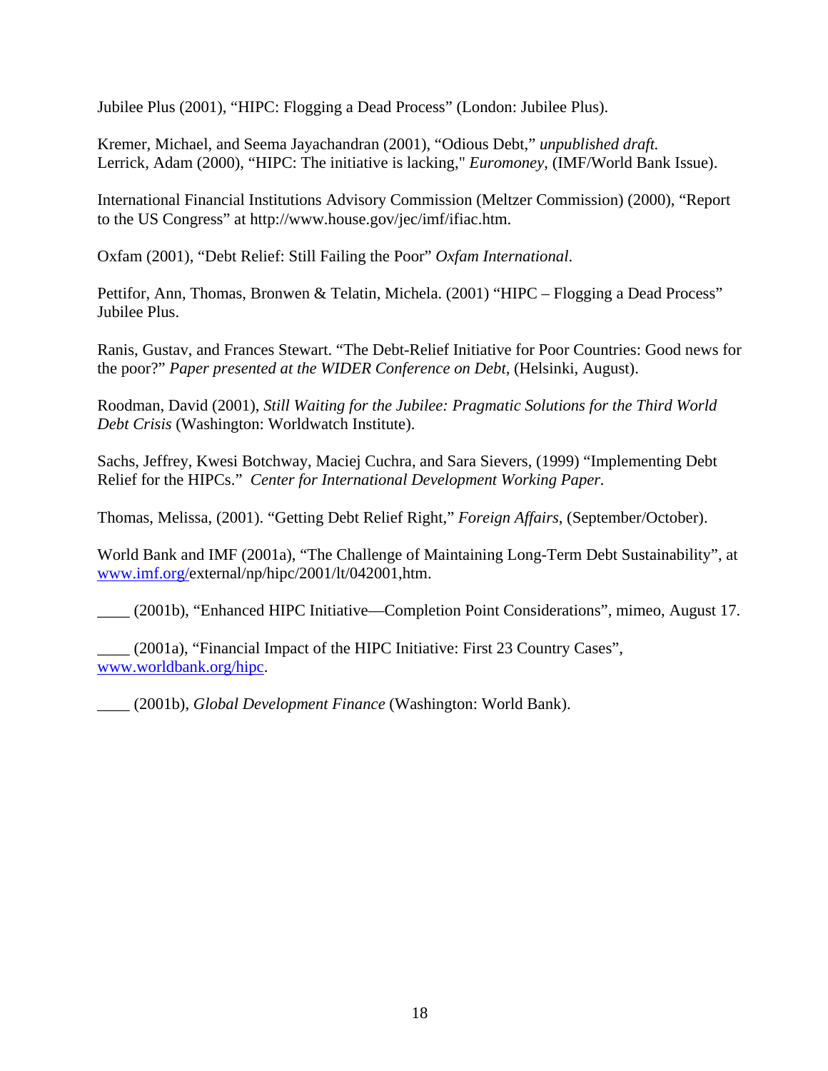Jubilee Plus (2001), "HIPC: Flogging a Dead Process" (London: Jubilee Plus).

Kremer, Michael, and Seema Jayachandran (2001), "Odious Debt," *unpublished draft.*
Lerrick, Adam (2000), "HIPC: The initiative is lacking," *Euromoney*, (IMF/World Bank Issue).

International Financial Institutions Advisory Commission (Meltzer Commission) (2000), "Report to the US Congress" at http://www.house.gov/jec/imf/ifiac.htm.

Oxfam (2001), "Debt Relief: Still Failing the Poor" *Oxfam International*.

Pettifor, Ann, Thomas, Bronwen & Telatin, Michela. (2001) "HIPC – Flogging a Dead Process" Jubilee Plus.

Ranis, Gustav, and Frances Stewart. "The Debt-Relief Initiative for Poor Countries: Good news for the poor?" *Paper presented at the WIDER Conference on Debt*, (Helsinki, August).

Roodman, David (2001), *Still Waiting for the Jubilee: Pragmatic Solutions for the Third World Debt Crisis* (Washington: Worldwatch Institute).

Sachs, Jeffrey, Kwesi Botchway, Maciej Cuchra, and Sara Sievers, (1999) "Implementing Debt Relief for the HIPCs." *Center for International Development Working Paper.*

Thomas, Melissa, (2001). "Getting Debt Relief Right," *Foreign Affairs*, (September/October).

World Bank and IMF (2001a), "The Challenge of Maintaining Long-Term Debt Sustainability", at www.imf.org/external/np/hipc/2001/lt/042001,htm.

____ (2001b), "Enhanced HIPC Initiative—Completion Point Considerations", mimeo, August 17.

____ (2001a), "Financial Impact of the HIPC Initiative: First 23 Country Cases", www.worldbank.org/hipc.

____ (2001b), *Global Development Finance* (Washington: World Bank).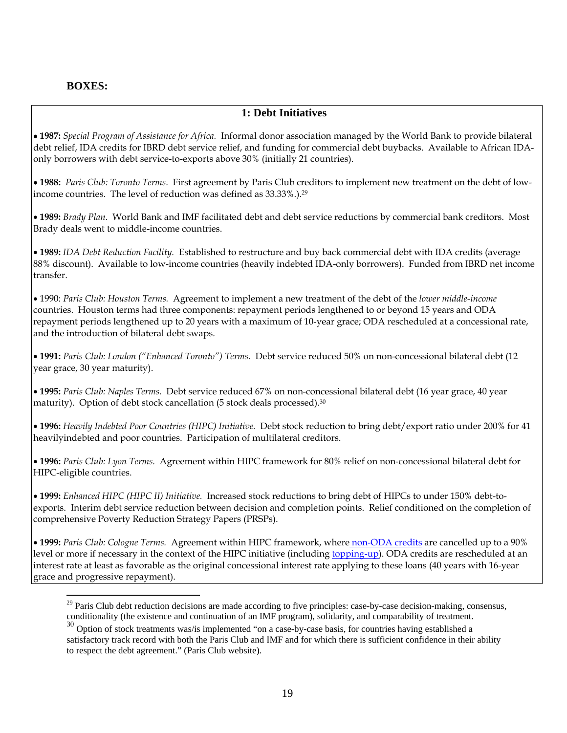**BOXES:**

### 1: Debt Initiatives

- **1987:** *Special Program of Assistance for Africa.* Informal donor association managed by the World Bank to provide bilateral debt relief, IDA credits for IBRD debt service relief, and funding for commercial debt buybacks. Available to African IDA-only borrowers with debt service-to-exports above 30% (initially 21 countries).

- **1988:** *Paris Club: Toronto Terms.* First agreement by Paris Club creditors to implement new treatment on the debt of low-income countries. The level of reduction was defined as 33.33%.).[29]

- **1989:** *Brady Plan.* World Bank and IMF facilitated debt and debt service reductions by commercial bank creditors. Most Brady deals went to middle-income countries.

- **1989:** *IDA Debt Reduction Facility.* Established to restructure and buy back commercial debt with IDA credits (average 88% discount). Available to low-income countries (heavily indebted IDA-only borrowers). Funded from IBRD net income transfer.

- 1990: *Paris Club: Houston Terms.* Agreement to implement a new treatment of the debt of the *lower middle-income* countries. Houston terms had three components: repayment periods lengthened to or beyond 15 years and ODA repayment periods lengthened up to 20 years with a maximum of 10-year grace; ODA rescheduled at a concessional rate, and the introduction of bilateral debt swaps.

- **1991:** *Paris Club: London ("Enhanced Toronto") Terms.* Debt service reduced 50% on non-concessional bilateral debt (12 year grace, 30 year maturity).

- **1995:** *Paris Club: Naples Terms.* Debt service reduced 67% on non-concessional bilateral debt (16 year grace, 40 year maturity). Option of debt stock cancellation (5 stock deals processed).[30]

- **1996:** *Heavily Indebted Poor Countries (HIPC) Initiative.* Debt stock reduction to bring debt/export ratio under 200% for 41 heavilyindebted and poor countries. Participation of multilateral creditors.

- **1996:** *Paris Club: Lyon Terms.* Agreement within HIPC framework for 80% relief on non-concessional bilateral debt for HIPC-eligible countries.

- **1999:** *Enhanced HIPC (HIPC II) Initiative.* Increased stock reductions to bring debt of HIPCs to under 150% debt-to-exports. Interim debt service reduction between decision and completion points. Relief conditioned on the completion of comprehensive Poverty Reduction Strategy Papers (PRSPs).

- **1999:** *Paris Club: Cologne Terms.* Agreement within HIPC framework, where non-ODA credits are cancelled up to a 90% level or more if necessary in the context of the HIPC initiative (including topping-up). ODA credits are rescheduled at an interest rate at least as favorable as the original concessional interest rate applying to these loans (40 years with 16-year grace and progressive repayment).

---

[29] Paris Club debt reduction decisions are made according to five principles: case-by-case decision-making, consensus, conditionality (the existence and continuation of an IMF program), solidarity, and comparability of treatment.

[30] Option of stock treatments was/is implemented "on a case-by-case basis, for countries having established a satisfactory track record with both the Paris Club and IMF and for which there is sufficient confidence in their ability to respect the debt agreement." (Paris Club website).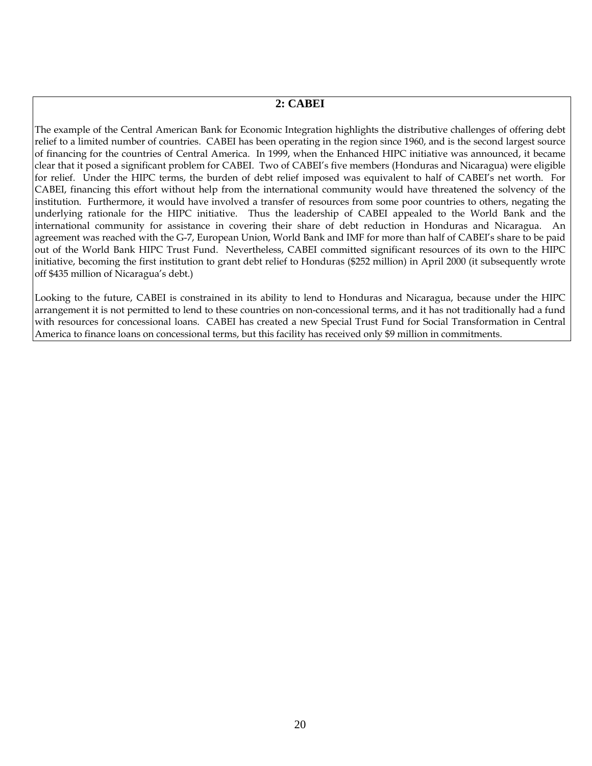## 2: CABEI

The example of the Central American Bank for Economic Integration highlights the distributive challenges of offering debt relief to a limited number of countries. CABEI has been operating in the region since 1960, and is the second largest source of financing for the countries of Central America. In 1999, when the Enhanced HIPC initiative was announced, it became clear that it posed a significant problem for CABEI. Two of CABEI's five members (Honduras and Nicaragua) were eligible for relief. Under the HIPC terms, the burden of debt relief imposed was equivalent to half of CABEI's net worth. For CABEI, financing this effort without help from the international community would have threatened the solvency of the institution. Furthermore, it would have involved a transfer of resources from some poor countries to others, negating the underlying rationale for the HIPC initiative. Thus the leadership of CABEI appealed to the World Bank and the international community for assistance in covering their share of debt reduction in Honduras and Nicaragua. An agreement was reached with the G-7, European Union, World Bank and IMF for more than half of CABEI's share to be paid out of the World Bank HIPC Trust Fund. Nevertheless, CABEI committed significant resources of its own to the HIPC initiative, becoming the first institution to grant debt relief to Honduras ($252 million) in April 2000 (it subsequently wrote off $435 million of Nicaragua's debt.)

Looking to the future, CABEI is constrained in its ability to lend to Honduras and Nicaragua, because under the HIPC arrangement it is not permitted to lend to these countries on non-concessional terms, and it has not traditionally had a fund with resources for concessional loans. CABEI has created a new Special Trust Fund for Social Transformation in Central America to finance loans on concessional terms, but this facility has received only $9 million in commitments.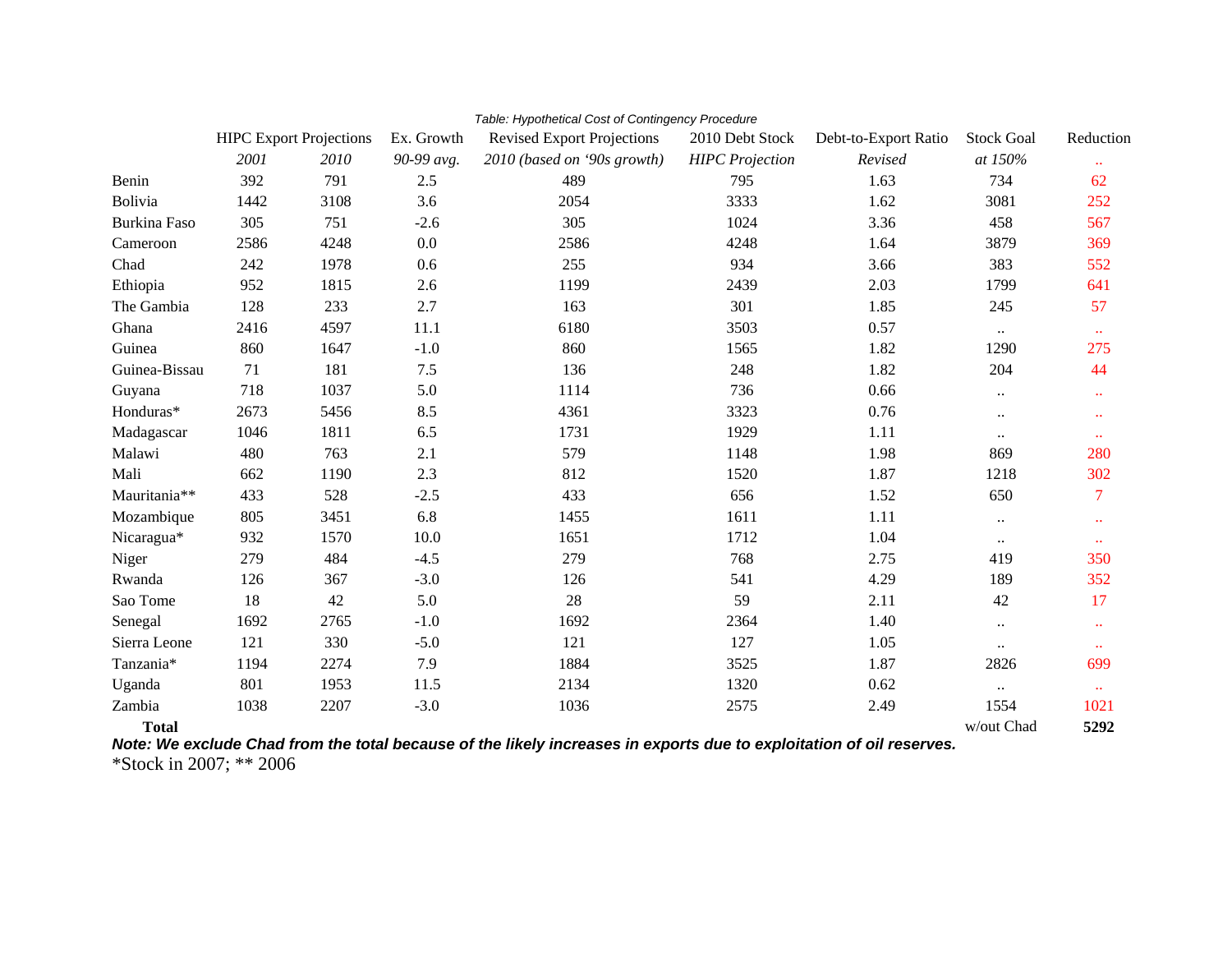*Table: Hypothetical Cost of Contingency Procedure*

| | HIPC Export Projections | | Ex. Growth | Revised Export Projections | 2010 Debt Stock | Debt-to-Export Ratio | Stock Goal | Reduction |
|---|---|---|---|---|---|---|---|---|
| | *2001* | *2010* | *90-99 avg.* | *2010 (based on '90s growth)* | *HIPC Projection* | *Revised* | *at 150%* | .. |
| Benin | 392 | 791 | 2.5 | 489 | 795 | 1.63 | 734 | 62 |
| Bolivia | 1442 | 3108 | 3.6 | 2054 | 3333 | 1.62 | 3081 | 252 |
| Burkina Faso | 305 | 751 | -2.6 | 305 | 1024 | 3.36 | 458 | 567 |
| Cameroon | 2586 | 4248 | 0.0 | 2586 | 4248 | 1.64 | 3879 | 369 |
| Chad | 242 | 1978 | 0.6 | 255 | 934 | 3.66 | 383 | 552 |
| Ethiopia | 952 | 1815 | 2.6 | 1199 | 2439 | 2.03 | 1799 | 641 |
| The Gambia | 128 | 233 | 2.7 | 163 | 301 | 1.85 | 245 | 57 |
| Ghana | 2416 | 4597 | 11.1 | 6180 | 3503 | 0.57 | .. | .. |
| Guinea | 860 | 1647 | -1.0 | 860 | 1565 | 1.82 | 1290 | 275 |
| Guinea-Bissau | 71 | 181 | 7.5 | 136 | 248 | 1.82 | 204 | 44 |
| Guyana | 718 | 1037 | 5.0 | 1114 | 736 | 0.66 | .. | .. |
| Honduras* | 2673 | 5456 | 8.5 | 4361 | 3323 | 0.76 | .. | .. |
| Madagascar | 1046 | 1811 | 6.5 | 1731 | 1929 | 1.11 | .. | .. |
| Malawi | 480 | 763 | 2.1 | 579 | 1148 | 1.98 | 869 | 280 |
| Mali | 662 | 1190 | 2.3 | 812 | 1520 | 1.87 | 1218 | 302 |
| Mauritania** | 433 | 528 | -2.5 | 433 | 656 | 1.52 | 650 | 7 |
| Mozambique | 805 | 3451 | 6.8 | 1455 | 1611 | 1.11 | .. | .. |
| Nicaragua* | 932 | 1570 | 10.0 | 1651 | 1712 | 1.04 | .. | .. |
| Niger | 279 | 484 | -4.5 | 279 | 768 | 2.75 | 419 | 350 |
| Rwanda | 126 | 367 | -3.0 | 126 | 541 | 4.29 | 189 | 352 |
| Sao Tome | 18 | 42 | 5.0 | 28 | 59 | 2.11 | 42 | 17 |
| Senegal | 1692 | 2765 | -1.0 | 1692 | 2364 | 1.40 | .. | .. |
| Sierra Leone | 121 | 330 | -5.0 | 121 | 127 | 1.05 | .. | .. |
| Tanzania* | 1194 | 2274 | 7.9 | 1884 | 3525 | 1.87 | 2826 | 699 |
| Uganda | 801 | 1953 | 11.5 | 2134 | 1320 | 0.62 | .. | .. |
| Zambia | 1038 | 2207 | -3.0 | 1036 | 2575 | 2.49 | 1554 | 1021 |
| **Total** | | | | | | | w/out Chad | **5292** |

***Note: We exclude Chad from the total because of the likely increases in exports due to exploitation of oil reserves.***

*Stock in 2007; ** 2006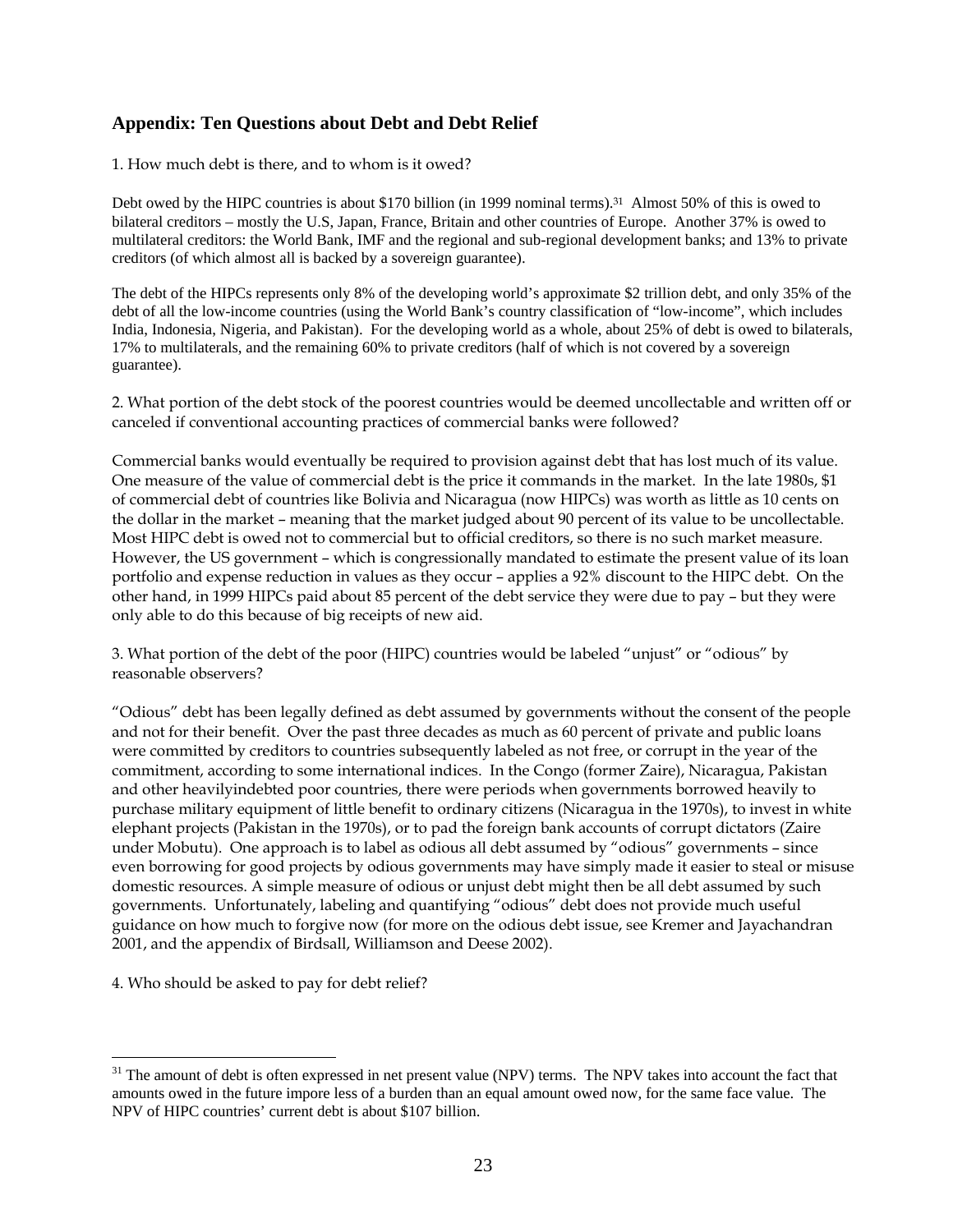## Appendix: Ten Questions about Debt and Debt Relief

1. How much debt is there, and to whom is it owed?

Debt owed by the HIPC countries is about $170 billion (in 1999 nominal terms).[31] Almost 50% of this is owed to bilateral creditors – mostly the U.S, Japan, France, Britain and other countries of Europe. Another 37% is owed to multilateral creditors: the World Bank, IMF and the regional and sub-regional development banks; and 13% to private creditors (of which almost all is backed by a sovereign guarantee).

The debt of the HIPCs represents only 8% of the developing world's approximate $2 trillion debt, and only 35% of the debt of all the low-income countries (using the World Bank's country classification of "low-income", which includes India, Indonesia, Nigeria, and Pakistan). For the developing world as a whole, about 25% of debt is owed to bilaterals, 17% to multilaterals, and the remaining 60% to private creditors (half of which is not covered by a sovereign guarantee).

2. What portion of the debt stock of the poorest countries would be deemed uncollectable and written off or canceled if conventional accounting practices of commercial banks were followed?

Commercial banks would eventually be required to provision against debt that has lost much of its value. One measure of the value of commercial debt is the price it commands in the market. In the late 1980s, $1 of commercial debt of countries like Bolivia and Nicaragua (now HIPCs) was worth as little as 10 cents on the dollar in the market – meaning that the market judged about 90 percent of its value to be uncollectable. Most HIPC debt is owed not to commercial but to official creditors, so there is no such market measure. However, the US government – which is congressionally mandated to estimate the present value of its loan portfolio and expense reduction in values as they occur – applies a 92% discount to the HIPC debt. On the other hand, in 1999 HIPCs paid about 85 percent of the debt service they were due to pay – but they were only able to do this because of big receipts of new aid.

3. What portion of the debt of the poor (HIPC) countries would be labeled "unjust" or "odious" by reasonable observers?

"Odious" debt has been legally defined as debt assumed by governments without the consent of the people and not for their benefit. Over the past three decades as much as 60 percent of private and public loans were committed by creditors to countries subsequently labeled as not free, or corrupt in the year of the commitment, according to some international indices. In the Congo (former Zaire), Nicaragua, Pakistan and other heavilyindebted poor countries, there were periods when governments borrowed heavily to purchase military equipment of little benefit to ordinary citizens (Nicaragua in the 1970s), to invest in white elephant projects (Pakistan in the 1970s), or to pad the foreign bank accounts of corrupt dictators (Zaire under Mobutu). One approach is to label as odious all debt assumed by "odious" governments – since even borrowing for good projects by odious governments may have simply made it easier to steal or misuse domestic resources. A simple measure of odious or unjust debt might then be all debt assumed by such governments. Unfortunately, labeling and quantifying "odious" debt does not provide much useful guidance on how much to forgive now (for more on the odious debt issue, see Kremer and Jayachandran 2001, and the appendix of Birdsall, Williamson and Deese 2002).

4. Who should be asked to pay for debt relief?

[31] The amount of debt is often expressed in net present value (NPV) terms. The NPV takes into account the fact that amounts owed in the future impore less of a burden than an equal amount owed now, for the same face value. The NPV of HIPC countries' current debt is about $107 billion.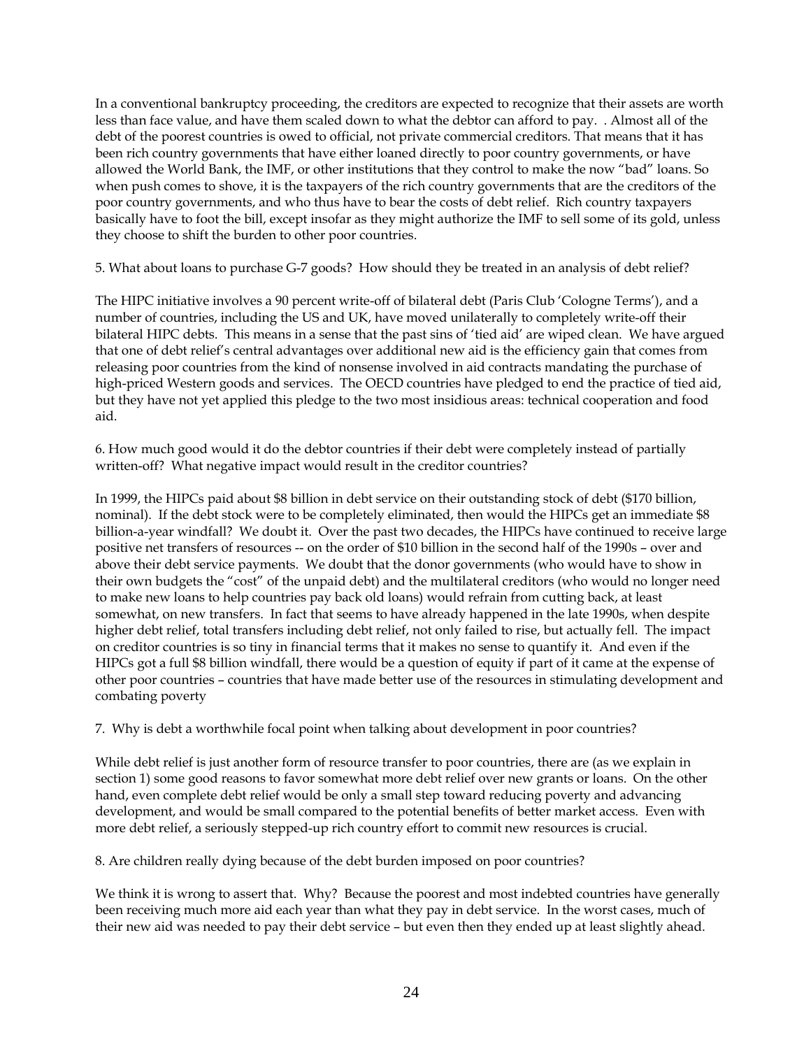In a conventional bankruptcy proceeding, the creditors are expected to recognize that their assets are worth less than face value, and have them scaled down to what the debtor can afford to pay. . Almost all of the debt of the poorest countries is owed to official, not private commercial creditors. That means that it has been rich country governments that have either loaned directly to poor country governments, or have allowed the World Bank, the IMF, or other institutions that they control to make the now "bad" loans. So when push comes to shove, it is the taxpayers of the rich country governments that are the creditors of the poor country governments, and who thus have to bear the costs of debt relief. Rich country taxpayers basically have to foot the bill, except insofar as they might authorize the IMF to sell some of its gold, unless they choose to shift the burden to other poor countries.

5. What about loans to purchase G-7 goods? How should they be treated in an analysis of debt relief?

The HIPC initiative involves a 90 percent write-off of bilateral debt (Paris Club 'Cologne Terms'), and a number of countries, including the US and UK, have moved unilaterally to completely write-off their bilateral HIPC debts. This means in a sense that the past sins of 'tied aid' are wiped clean. We have argued that one of debt relief's central advantages over additional new aid is the efficiency gain that comes from releasing poor countries from the kind of nonsense involved in aid contracts mandating the purchase of high-priced Western goods and services. The OECD countries have pledged to end the practice of tied aid, but they have not yet applied this pledge to the two most insidious areas: technical cooperation and food aid.

6. How much good would it do the debtor countries if their debt were completely instead of partially written-off? What negative impact would result in the creditor countries?

In 1999, the HIPCs paid about $8 billion in debt service on their outstanding stock of debt ($170 billion, nominal). If the debt stock were to be completely eliminated, then would the HIPCs get an immediate $8 billion-a-year windfall? We doubt it. Over the past two decades, the HIPCs have continued to receive large positive net transfers of resources -- on the order of $10 billion in the second half of the 1990s – over and above their debt service payments. We doubt that the donor governments (who would have to show in their own budgets the "cost" of the unpaid debt) and the multilateral creditors (who would no longer need to make new loans to help countries pay back old loans) would refrain from cutting back, at least somewhat, on new transfers. In fact that seems to have already happened in the late 1990s, when despite higher debt relief, total transfers including debt relief, not only failed to rise, but actually fell. The impact on creditor countries is so tiny in financial terms that it makes no sense to quantify it. And even if the HIPCs got a full $8 billion windfall, there would be a question of equity if part of it came at the expense of other poor countries – countries that have made better use of the resources in stimulating development and combating poverty

7. Why is debt a worthwhile focal point when talking about development in poor countries?

While debt relief is just another form of resource transfer to poor countries, there are (as we explain in section 1) some good reasons to favor somewhat more debt relief over new grants or loans. On the other hand, even complete debt relief would be only a small step toward reducing poverty and advancing development, and would be small compared to the potential benefits of better market access. Even with more debt relief, a seriously stepped-up rich country effort to commit new resources is crucial.

8. Are children really dying because of the debt burden imposed on poor countries?

We think it is wrong to assert that. Why? Because the poorest and most indebted countries have generally been receiving much more aid each year than what they pay in debt service. In the worst cases, much of their new aid was needed to pay their debt service – but even then they ended up at least slightly ahead.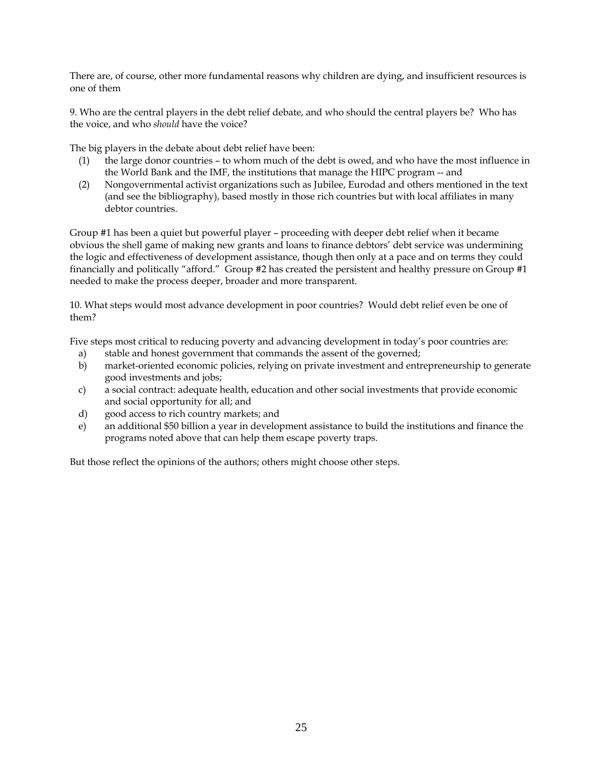There are, of course, other more fundamental reasons why children are dying, and insufficient resources is one of them

9. Who are the central players in the debt relief debate, and who should the central players be? Who has the voice, and who *should* have the voice?

The big players in the debate about debt relief have been:

(1) the large donor countries – to whom much of the debt is owed, and who have the most influence in the World Bank and the IMF, the institutions that manage the HIPC program -- and

(2) Nongovernmental activist organizations such as Jubilee, Eurodad and others mentioned in the text (and see the bibliography), based mostly in those rich countries but with local affiliates in many debtor countries.

Group #1 has been a quiet but powerful player – proceeding with deeper debt relief when it became obvious the shell game of making new grants and loans to finance debtors' debt service was undermining the logic and effectiveness of development assistance, though then only at a pace and on terms they could financially and politically "afford." Group #2 has created the persistent and healthy pressure on Group #1 needed to make the process deeper, broader and more transparent.

10. What steps would most advance development in poor countries? Would debt relief even be one of them?

Five steps most critical to reducing poverty and advancing development in today's poor countries are:

a) stable and honest government that commands the assent of the governed;
b) market-oriented economic policies, relying on private investment and entrepreneurship to generate good investments and jobs;
c) a social contract: adequate health, education and other social investments that provide economic and social opportunity for all; and
d) good access to rich country markets; and
e) an additional $50 billion a year in development assistance to build the institutions and finance the programs noted above that can help them escape poverty traps.

But those reflect the opinions of the authors; others might choose other steps.